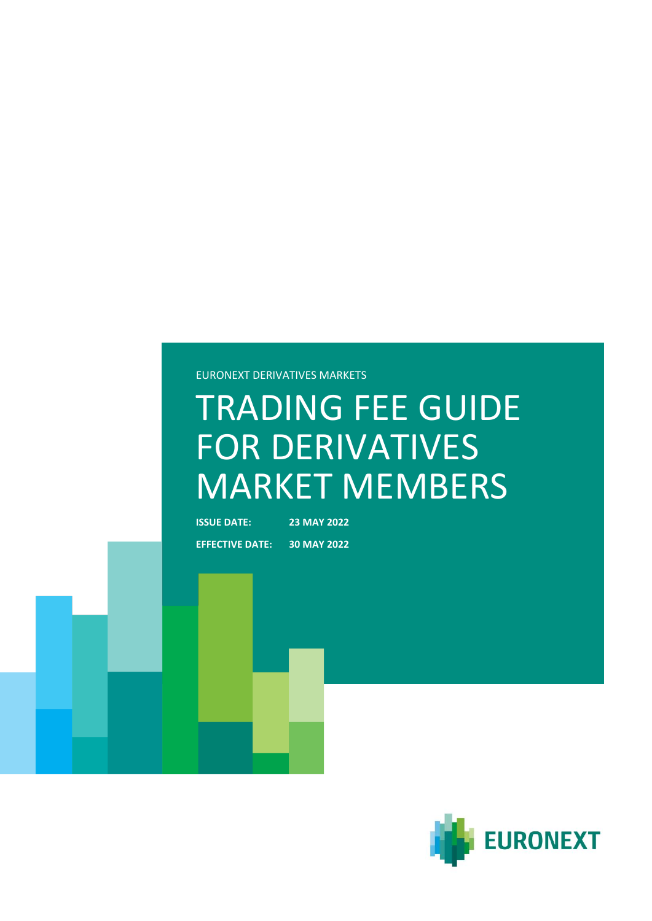EURONEXT DERIVATIVES MARKETS

# TRADING FEE GUIDE FOR DERIVATIVES MARKET MEMBERS

**ISSUE DATE:** **23 MAY 2022**

**EFFECTIVE DATE:** **30 MAY 2022**

EURONEXT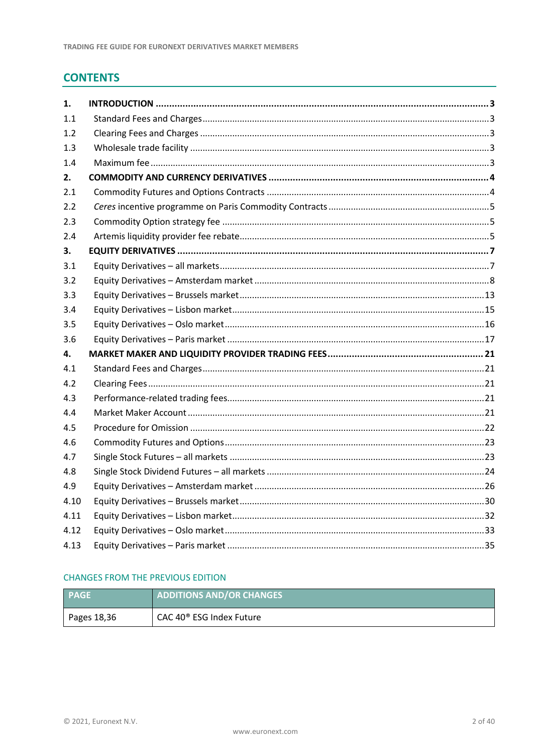## CONTENTS

| | | |
|---|---|---|
| **1.** | **INTRODUCTION** | **3** |
| 1.1 | Standard Fees and Charges | 3 |
| 1.2 | Clearing Fees and Charges | 3 |
| 1.3 | Wholesale trade facility | 3 |
| 1.4 | Maximum fee | 3 |
| **2.** | **COMMODITY AND CURRENCY DERIVATIVES** | **4** |
| 2.1 | Commodity Futures and Options Contracts | 4 |
| 2.2 | *Ceres* incentive programme on Paris Commodity Contracts | 5 |
| 2.3 | Commodity Option strategy fee | 5 |
| 2.4 | Artemis liquidity provider fee rebate | 5 |
| **3.** | **EQUITY DERIVATIVES** | **7** |
| 3.1 | Equity Derivatives – all markets | 7 |
| 3.2 | Equity Derivatives – Amsterdam market | 8 |
| 3.3 | Equity Derivatives – Brussels market | 13 |
| 3.4 | Equity Derivatives – Lisbon market | 15 |
| 3.5 | Equity Derivatives – Oslo market | 16 |
| 3.6 | Equity Derivatives – Paris market | 17 |
| **4.** | **MARKET MAKER AND LIQUIDITY PROVIDER TRADING FEES** | **21** |
| 4.1 | Standard Fees and Charges | 21 |
| 4.2 | Clearing Fees | 21 |
| 4.3 | Performance-related trading fees | 21 |
| 4.4 | Market Maker Account | 21 |
| 4.5 | Procedure for Omission | 22 |
| 4.6 | Commodity Futures and Options | 23 |
| 4.7 | Single Stock Futures – all markets | 23 |
| 4.8 | Single Stock Dividend Futures – all markets | 24 |
| 4.9 | Equity Derivatives – Amsterdam market | 26 |
| 4.10 | Equity Derivatives – Brussels market | 30 |
| 4.11 | Equity Derivatives – Lisbon market | 32 |
| 4.12 | Equity Derivatives – Oslo market | 33 |
| 4.13 | Equity Derivatives – Paris market | 35 |

### CHANGES FROM THE PREVIOUS EDITION

| PAGE | ADDITIONS AND/OR CHANGES |
|---|---|
| Pages 18,36 | CAC 40® ESG Index Future |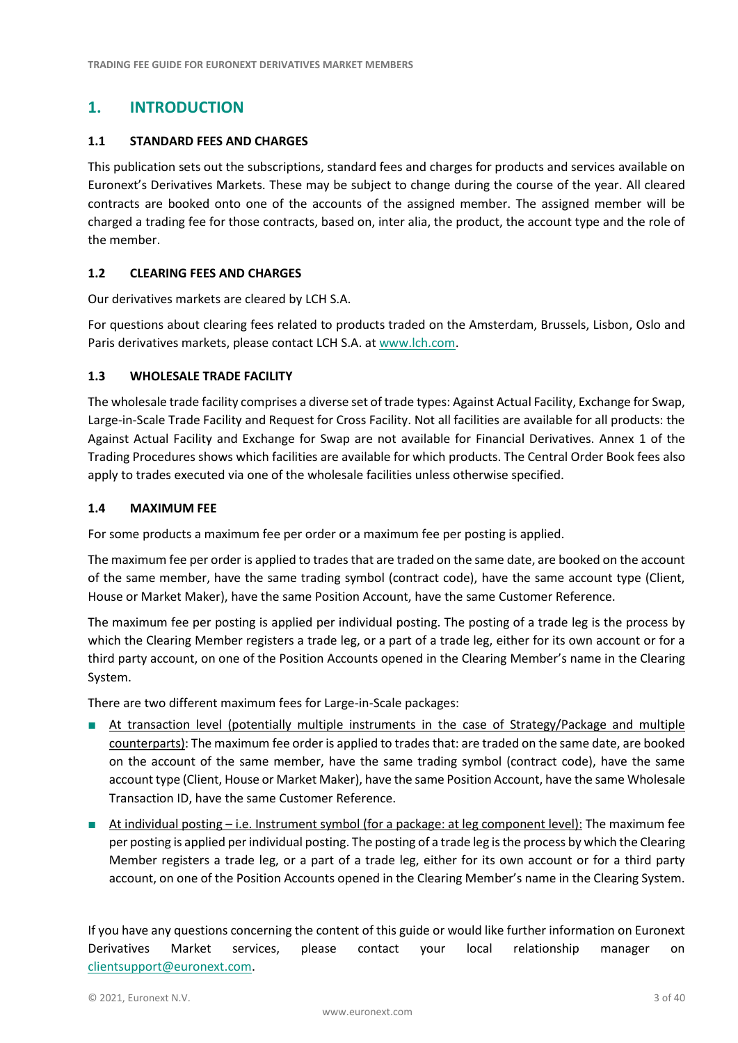# 1. INTRODUCTION

## 1.1 STANDARD FEES AND CHARGES

This publication sets out the subscriptions, standard fees and charges for products and services available on Euronext's Derivatives Markets. These may be subject to change during the course of the year. All cleared contracts are booked onto one of the accounts of the assigned member. The assigned member will be charged a trading fee for those contracts, based on, inter alia, the product, the account type and the role of the member.

## 1.2 CLEARING FEES AND CHARGES

Our derivatives markets are cleared by LCH S.A.

For questions about clearing fees related to products traded on the Amsterdam, Brussels, Lisbon, Oslo and Paris derivatives markets, please contact LCH S.A. at www.lch.com.

## 1.3 WHOLESALE TRADE FACILITY

The wholesale trade facility comprises a diverse set of trade types: Against Actual Facility, Exchange for Swap, Large-in-Scale Trade Facility and Request for Cross Facility. Not all facilities are available for all products: the Against Actual Facility and Exchange for Swap are not available for Financial Derivatives. Annex 1 of the Trading Procedures shows which facilities are available for which products. The Central Order Book fees also apply to trades executed via one of the wholesale facilities unless otherwise specified.

## 1.4 MAXIMUM FEE

For some products a maximum fee per order or a maximum fee per posting is applied.

The maximum fee per order is applied to trades that are traded on the same date, are booked on the account of the same member, have the same trading symbol (contract code), have the same account type (Client, House or Market Maker), have the same Position Account, have the same Customer Reference.

The maximum fee per posting is applied per individual posting. The posting of a trade leg is the process by which the Clearing Member registers a trade leg, or a part of a trade leg, either for its own account or for a third party account, on one of the Position Accounts opened in the Clearing Member's name in the Clearing System.

There are two different maximum fees for Large-in-Scale packages:

- At transaction level (potentially multiple instruments in the case of Strategy/Package and multiple counterparts): The maximum fee order is applied to trades that: are traded on the same date, are booked on the account of the same member, have the same trading symbol (contract code), have the same account type (Client, House or Market Maker), have the same Position Account, have the same Wholesale Transaction ID, have the same Customer Reference.
- At individual posting – i.e. Instrument symbol (for a package: at leg component level): The maximum fee per posting is applied per individual posting. The posting of a trade leg is the process by which the Clearing Member registers a trade leg, or a part of a trade leg, either for its own account or for a third party account, on one of the Position Accounts opened in the Clearing Member's name in the Clearing System.

If you have any questions concerning the content of this guide or would like further information on Euronext Derivatives Market services, please contact your local relationship manager on clientsupport@euronext.com.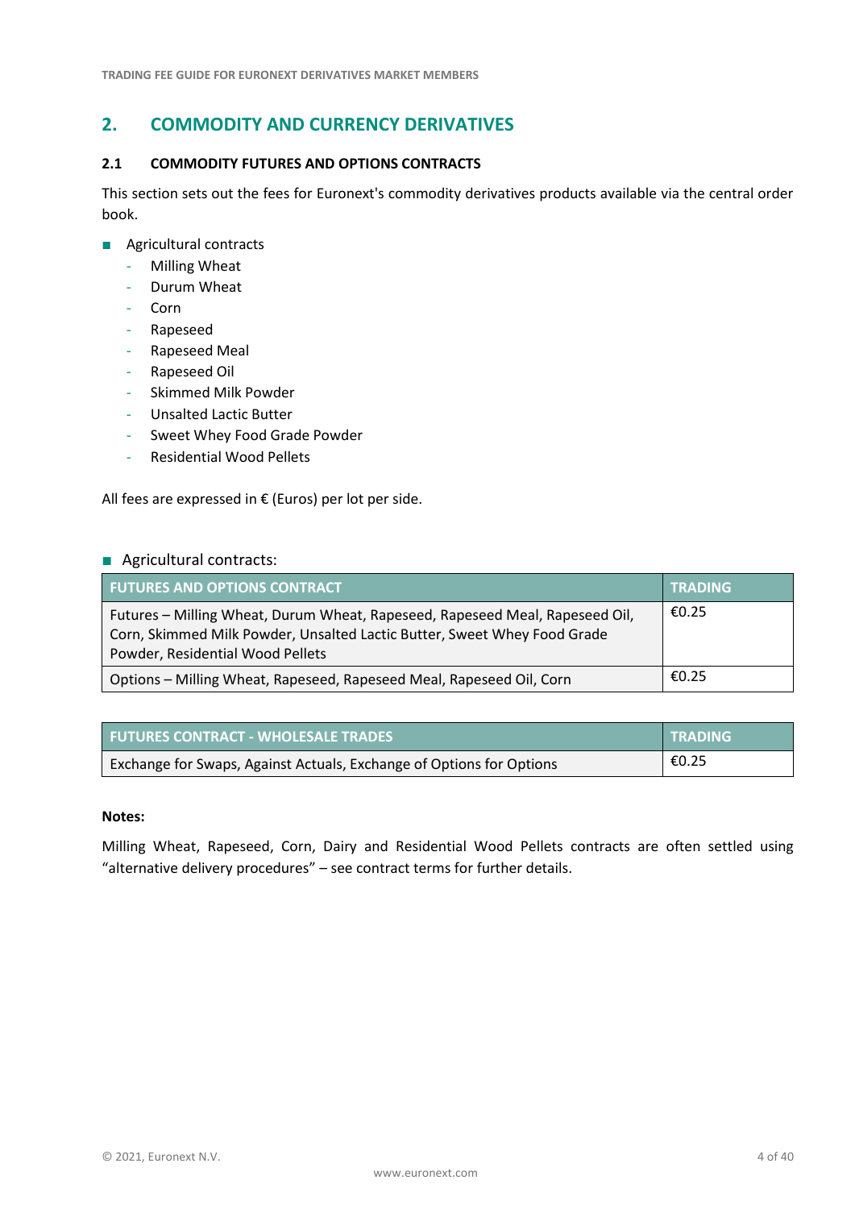## 2. COMMODITY AND CURRENCY DERIVATIVES

### 2.1 COMMODITY FUTURES AND OPTIONS CONTRACTS

This section sets out the fees for Euronext's commodity derivatives products available via the central order book.

- Agricultural contracts
  - Milling Wheat
  - Durum Wheat
  - Corn
  - Rapeseed
  - Rapeseed Meal
  - Rapeseed Oil
  - Skimmed Milk Powder
  - Unsalted Lactic Butter
  - Sweet Whey Food Grade Powder
  - Residential Wood Pellets

All fees are expressed in € (Euros) per lot per side.

- Agricultural contracts:

| FUTURES AND OPTIONS CONTRACT | TRADING |
|---|---|
| Futures – Milling Wheat, Durum Wheat, Rapeseed, Rapeseed Meal, Rapeseed Oil, Corn, Skimmed Milk Powder, Unsalted Lactic Butter, Sweet Whey Food Grade Powder, Residential Wood Pellets | €0.25 |
| Options – Milling Wheat, Rapeseed, Rapeseed Meal, Rapeseed Oil, Corn | €0.25 |

| FUTURES CONTRACT - WHOLESALE TRADES | TRADING |
|---|---|
| Exchange for Swaps, Against Actuals, Exchange of Options for Options | €0.25 |

**Notes:**

Milling Wheat, Rapeseed, Corn, Dairy and Residential Wood Pellets contracts are often settled using "alternative delivery procedures" – see contract terms for further details.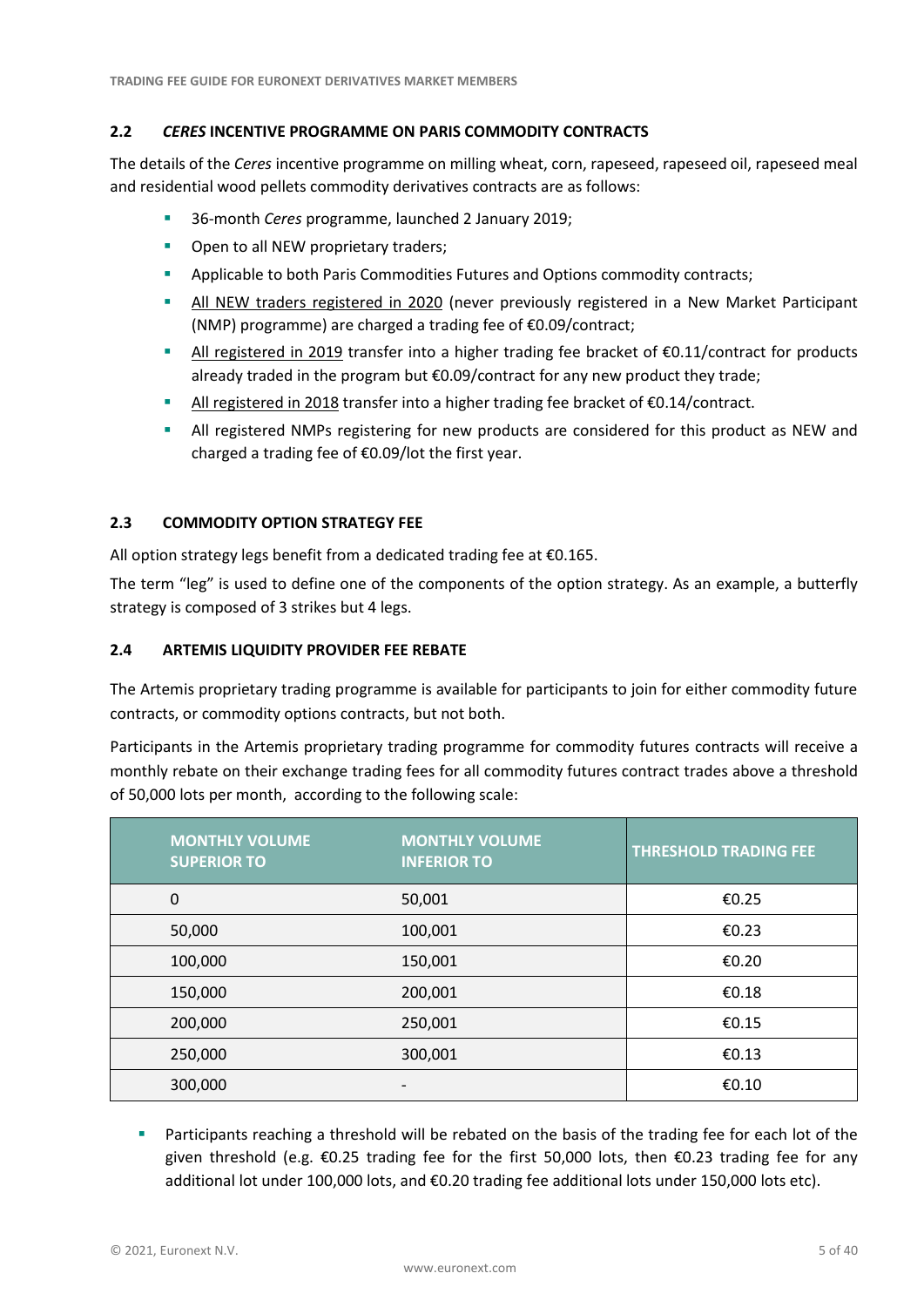## 2.2 *CERES* INCENTIVE PROGRAMME ON PARIS COMMODITY CONTRACTS

The details of the *Ceres* incentive programme on milling wheat, corn, rapeseed, rapeseed oil, rapeseed meal and residential wood pellets commodity derivatives contracts are as follows:

- 36-month *Ceres* programme, launched 2 January 2019;
- Open to all NEW proprietary traders;
- Applicable to both Paris Commodities Futures and Options commodity contracts;
- <u>All NEW traders registered in 2020</u> (never previously registered in a New Market Participant (NMP) programme) are charged a trading fee of €0.09/contract;
- <u>All registered in 2019</u> transfer into a higher trading fee bracket of €0.11/contract for products already traded in the program but €0.09/contract for any new product they trade;
- <u>All registered in 2018</u> transfer into a higher trading fee bracket of €0.14/contract.
- All registered NMPs registering for new products are considered for this product as NEW and charged a trading fee of €0.09/lot the first year.

## 2.3 COMMODITY OPTION STRATEGY FEE

All option strategy legs benefit from a dedicated trading fee at €0.165.

The term "leg" is used to define one of the components of the option strategy. As an example, a butterfly strategy is composed of 3 strikes but 4 legs.

## 2.4 ARTEMIS LIQUIDITY PROVIDER FEE REBATE

The Artemis proprietary trading programme is available for participants to join for either commodity future contracts, or commodity options contracts, but not both.

Participants in the Artemis proprietary trading programme for commodity futures contracts will receive a monthly rebate on their exchange trading fees for all commodity futures contract trades above a threshold of 50,000 lots per month, according to the following scale:

| MONTHLY VOLUME SUPERIOR TO | MONTHLY VOLUME INFERIOR TO | THRESHOLD TRADING FEE |
|---|---|---|
| 0 | 50,001 | €0.25 |
| 50,000 | 100,001 | €0.23 |
| 100,000 | 150,001 | €0.20 |
| 150,000 | 200,001 | €0.18 |
| 200,000 | 250,001 | €0.15 |
| 250,000 | 300,001 | €0.13 |
| 300,000 | - | €0.10 |

- Participants reaching a threshold will be rebated on the basis of the trading fee for each lot of the given threshold (e.g. €0.25 trading fee for the first 50,000 lots, then €0.23 trading fee for any additional lot under 100,000 lots, and €0.20 trading fee additional lots under 150,000 lots etc).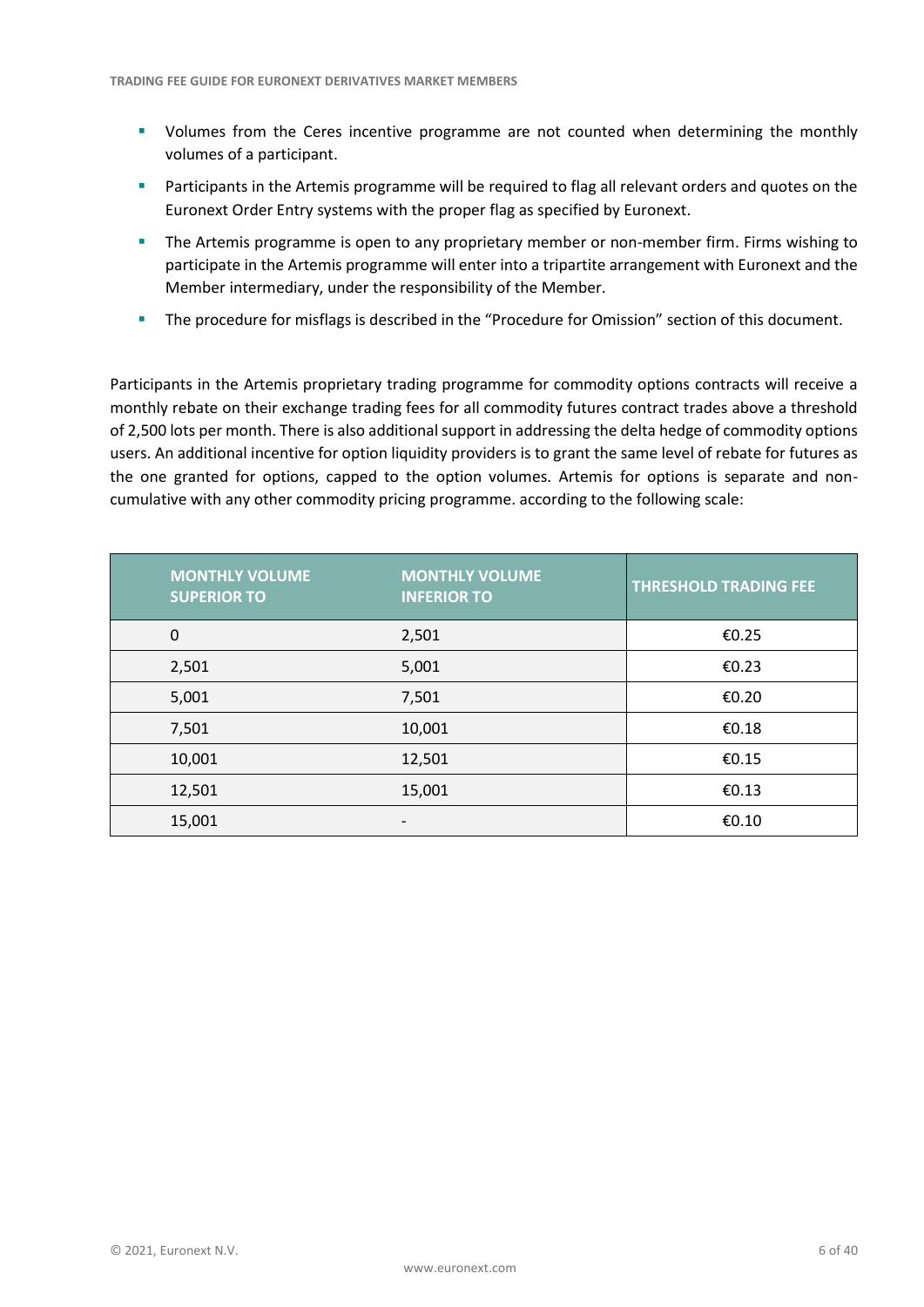- Volumes from the Ceres incentive programme are not counted when determining the monthly volumes of a participant.
- Participants in the Artemis programme will be required to flag all relevant orders and quotes on the Euronext Order Entry systems with the proper flag as specified by Euronext.
- The Artemis programme is open to any proprietary member or non-member firm. Firms wishing to participate in the Artemis programme will enter into a tripartite arrangement with Euronext and the Member intermediary, under the responsibility of the Member.
- The procedure for misflags is described in the "Procedure for Omission" section of this document.

Participants in the Artemis proprietary trading programme for commodity options contracts will receive a monthly rebate on their exchange trading fees for all commodity futures contract trades above a threshold of 2,500 lots per month. There is also additional support in addressing the delta hedge of commodity options users. An additional incentive for option liquidity providers is to grant the same level of rebate for futures as the one granted for options, capped to the option volumes. Artemis for options is separate and non-cumulative with any other commodity pricing programme. according to the following scale:

| MONTHLY VOLUME SUPERIOR TO | MONTHLY VOLUME INFERIOR TO | THRESHOLD TRADING FEE |
|---|---|---|
| 0 | 2,501 | €0.25 |
| 2,501 | 5,001 | €0.23 |
| 5,001 | 7,501 | €0.20 |
| 7,501 | 10,001 | €0.18 |
| 10,001 | 12,501 | €0.15 |
| 12,501 | 15,001 | €0.13 |
| 15,001 | - | €0.10 |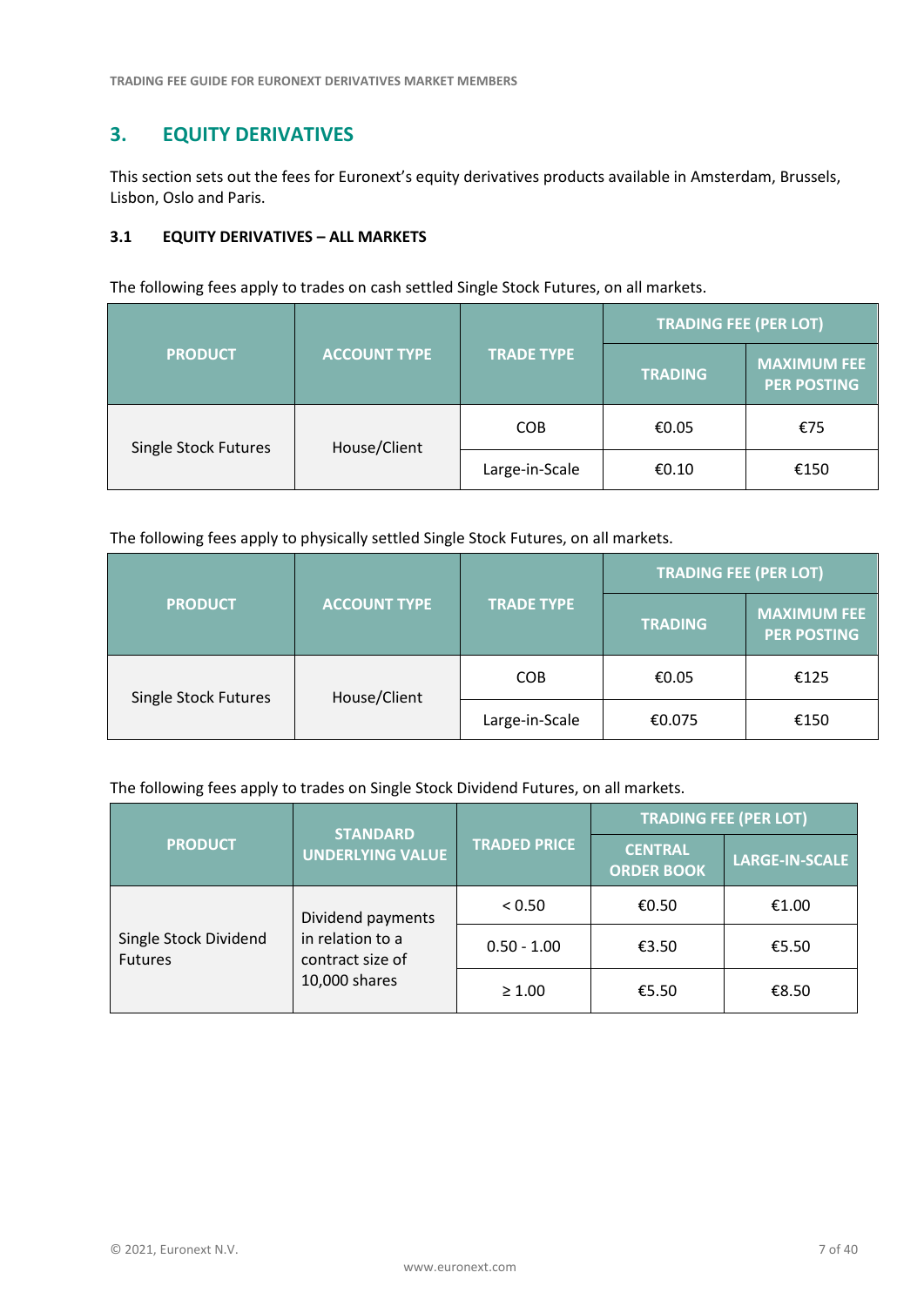## 3. EQUITY DERIVATIVES

This section sets out the fees for Euronext's equity derivatives products available in Amsterdam, Brussels, Lisbon, Oslo and Paris.

### 3.1 EQUITY DERIVATIVES – ALL MARKETS

The following fees apply to trades on cash settled Single Stock Futures, on all markets.

| PRODUCT | ACCOUNT TYPE | TRADE TYPE | TRADING FEE (PER LOT) | |
|---|---|---|---|---|
| | | | TRADING | MAXIMUM FEE PER POSTING |
| Single Stock Futures | House/Client | COB | €0.05 | €75 |
| | | Large-in-Scale | €0.10 | €150 |

The following fees apply to physically settled Single Stock Futures, on all markets.

| PRODUCT | ACCOUNT TYPE | TRADE TYPE | TRADING FEE (PER LOT) | |
|---|---|---|---|---|
| | | | TRADING | MAXIMUM FEE PER POSTING |
| Single Stock Futures | House/Client | COB | €0.05 | €125 |
| | | Large-in-Scale | €0.075 | €150 |

The following fees apply to trades on Single Stock Dividend Futures, on all markets.

| PRODUCT | STANDARD UNDERLYING VALUE | TRADED PRICE | TRADING FEE (PER LOT) | |
|---|---|---|---|---|
| | | | CENTRAL ORDER BOOK | LARGE-IN-SCALE |
| Single Stock Dividend Futures | Dividend payments in relation to a contract size of 10,000 shares | < 0.50 | €0.50 | €1.00 |
| | | 0.50 - 1.00 | €3.50 | €5.50 |
| | | ≥ 1.00 | €5.50 | €8.50 |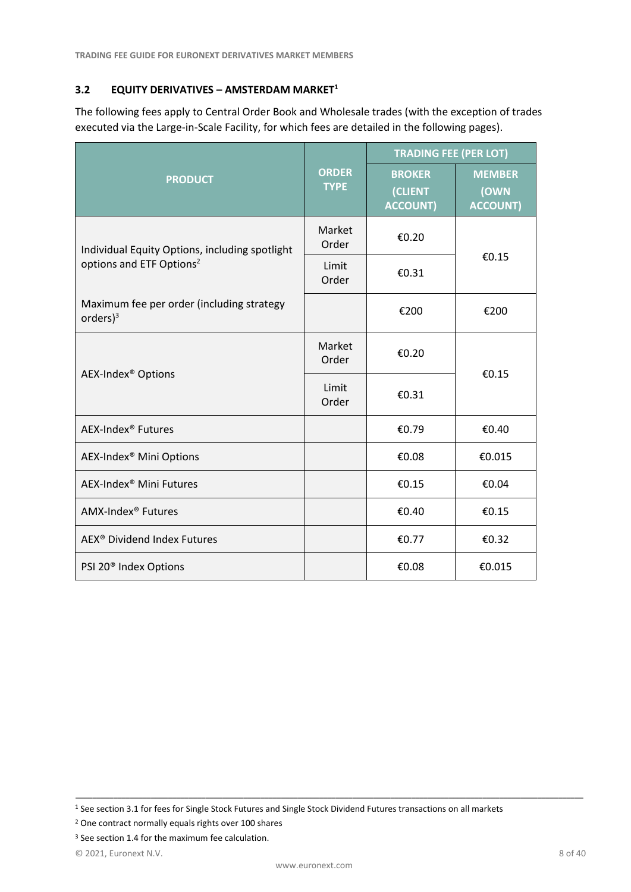### 3.2 EQUITY DERIVATIVES – AMSTERDAM MARKET[1]

The following fees apply to Central Order Book and Wholesale trades (with the exception of trades executed via the Large-in-Scale Facility, for which fees are detailed in the following pages).

| PRODUCT | ORDER TYPE | TRADING FEE (PER LOT) | |
|---|---|---|---|
| | | BROKER (CLIENT ACCOUNT) | MEMBER (OWN ACCOUNT) |
| Individual Equity Options, including spotlight options and ETF Options[2] | Market Order | €0.20 | €0.15 |
| | Limit Order | €0.31 | |
| Maximum fee per order (including strategy orders)[3] | | €200 | €200 |
| AEX-Index® Options | Market Order | €0.20 | €0.15 |
| | Limit Order | €0.31 | |
| AEX-Index® Futures | | €0.79 | €0.40 |
| AEX-Index® Mini Options | | €0.08 | €0.015 |
| AEX-Index® Mini Futures | | €0.15 | €0.04 |
| AMX-Index® Futures | | €0.40 | €0.15 |
| AEX® Dividend Index Futures | | €0.77 | €0.32 |
| PSI 20® Index Options | | €0.08 | €0.015 |

---

[1] See section 3.1 for fees for Single Stock Futures and Single Stock Dividend Futures transactions on all markets

[2] One contract normally equals rights over 100 shares

[3] See section 1.4 for the maximum fee calculation.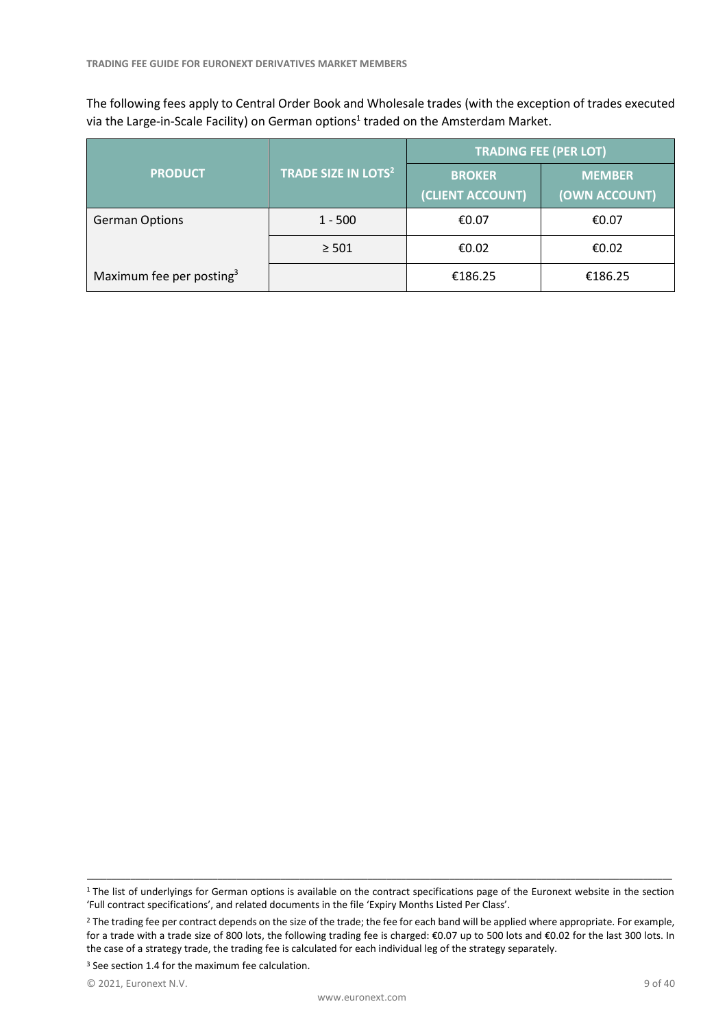The following fees apply to Central Order Book and Wholesale trades (with the exception of trades executed via the Large-in-Scale Facility) on German options[1] traded on the Amsterdam Market.

| PRODUCT | TRADE SIZE IN LOTS[2] | TRADING FEE (PER LOT) | |
|---|---|---|---|
| | | BROKER (CLIENT ACCOUNT) | MEMBER (OWN ACCOUNT) |
| German Options | 1 - 500 | €0.07 | €0.07 |
| | ≥ 501 | €0.02 | €0.02 |
| Maximum fee per posting[3] | | €186.25 | €186.25 |

---

[1] The list of underlyings for German options is available on the contract specifications page of the Euronext website in the section 'Full contract specifications', and related documents in the file 'Expiry Months Listed Per Class'.

[2] The trading fee per contract depends on the size of the trade; the fee for each band will be applied where appropriate. For example, for a trade with a trade size of 800 lots, the following trading fee is charged: €0.07 up to 500 lots and €0.02 for the last 300 lots. In the case of a strategy trade, the trading fee is calculated for each individual leg of the strategy separately.

[3] See section 1.4 for the maximum fee calculation.

© 2021, Euronext N.V.

www.euronext.com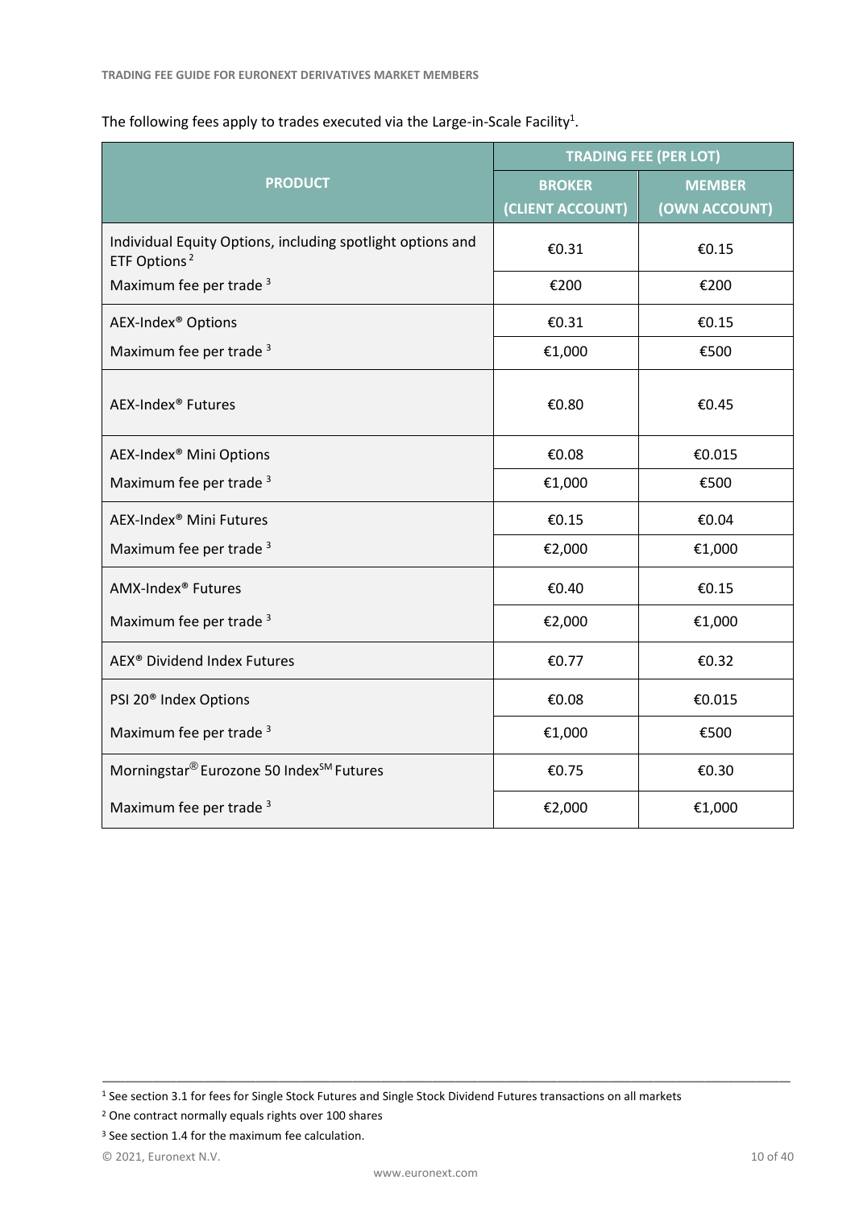The following fees apply to trades executed via the Large-in-Scale Facility[1].

| PRODUCT | TRADING FEE (PER LOT) | |
|---|---|---|
| | BROKER (CLIENT ACCOUNT) | MEMBER (OWN ACCOUNT) |
| Individual Equity Options, including spotlight options and ETF Options[2] | €0.31 | €0.15 |
| Maximum fee per trade [3] | €200 | €200 |
| AEX-Index® Options | €0.31 | €0.15 |
| Maximum fee per trade [3] | €1,000 | €500 |
| AEX-Index® Futures | €0.80 | €0.45 |
| AEX-Index® Mini Options | €0.08 | €0.015 |
| Maximum fee per trade [3] | €1,000 | €500 |
| AEX-Index® Mini Futures | €0.15 | €0.04 |
| Maximum fee per trade [3] | €2,000 | €1,000 |
| AMX-Index® Futures | €0.40 | €0.15 |
| Maximum fee per trade [3] | €2,000 | €1,000 |
| AEX® Dividend Index Futures | €0.77 | €0.32 |
| PSI 20® Index Options | €0.08 | €0.015 |
| Maximum fee per trade [3] | €1,000 | €500 |
| Morningstar® Eurozone 50 Index℠ Futures | €0.75 | €0.30 |
| Maximum fee per trade [3] | €2,000 | €1,000 |

[1] See section 3.1 for fees for Single Stock Futures and Single Stock Dividend Futures transactions on all markets

[2] One contract normally equals rights over 100 shares

[3] See section 1.4 for the maximum fee calculation.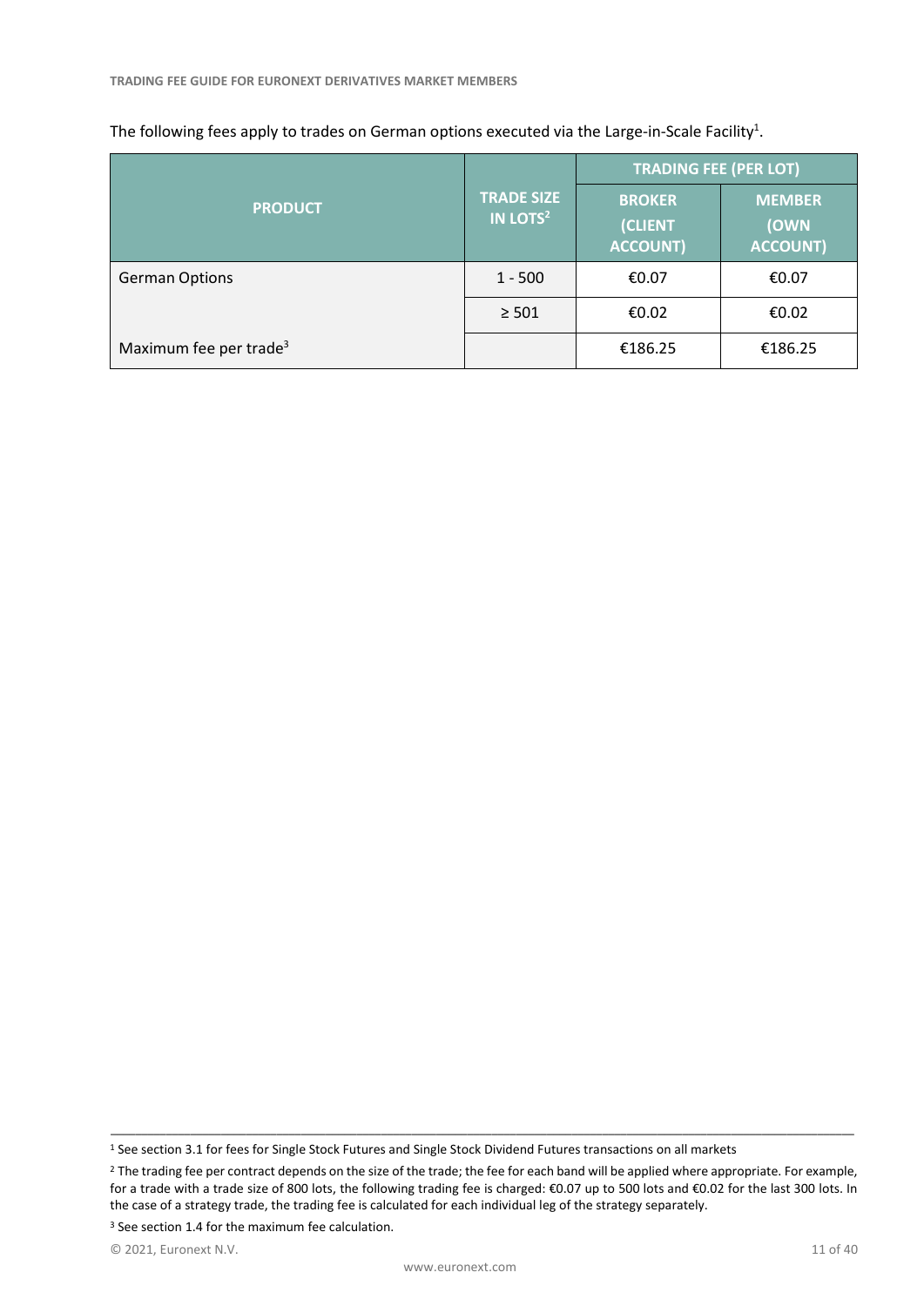The following fees apply to trades on German options executed via the Large-in-Scale Facility[1].

| PRODUCT | TRADE SIZE IN LOTS[2] | TRADING FEE (PER LOT) | |
|---|---|---|---|
| | | BROKER (CLIENT ACCOUNT) | MEMBER (OWN ACCOUNT) |
| German Options | 1 - 500 | €0.07 | €0.07 |
| | ≥ 501 | €0.02 | €0.02 |
| Maximum fee per trade[3] | | €186.25 | €186.25 |

---

[1] See section 3.1 for fees for Single Stock Futures and Single Stock Dividend Futures transactions on all markets

[2] The trading fee per contract depends on the size of the trade; the fee for each band will be applied where appropriate. For example, for a trade with a trade size of 800 lots, the following trading fee is charged: €0.07 up to 500 lots and €0.02 for the last 300 lots. In the case of a strategy trade, the trading fee is calculated for each individual leg of the strategy separately.

[3] See section 1.4 for the maximum fee calculation.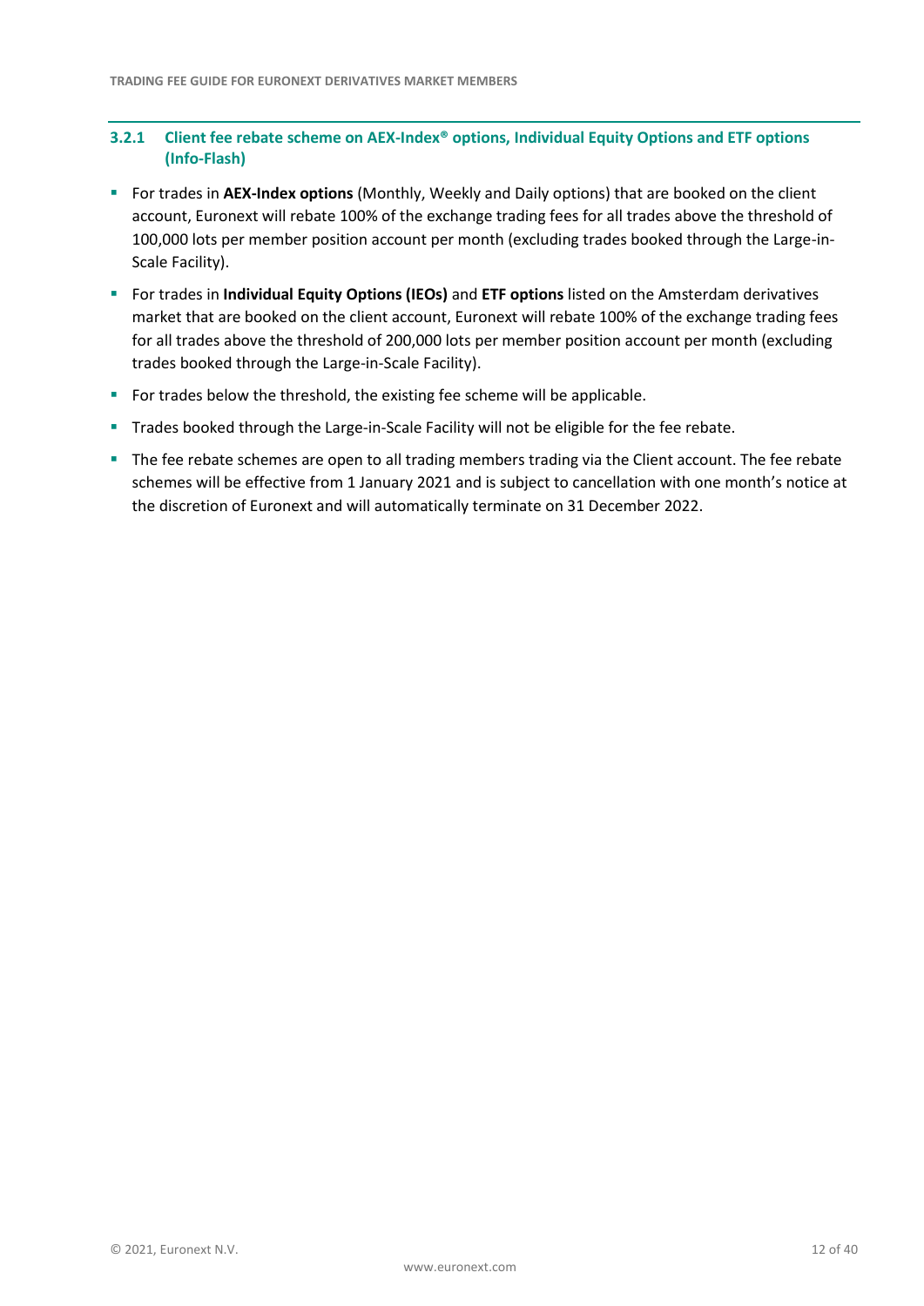### 3.2.1 Client fee rebate scheme on AEX-Index® options, Individual Equity Options and ETF options (Info-Flash)

- For trades in **AEX-Index options** (Monthly, Weekly and Daily options) that are booked on the client account, Euronext will rebate 100% of the exchange trading fees for all trades above the threshold of 100,000 lots per member position account per month (excluding trades booked through the Large-in-Scale Facility).
- For trades in **Individual Equity Options (IEOs)** and **ETF options** listed on the Amsterdam derivatives market that are booked on the client account, Euronext will rebate 100% of the exchange trading fees for all trades above the threshold of 200,000 lots per member position account per month (excluding trades booked through the Large-in-Scale Facility).
- For trades below the threshold, the existing fee scheme will be applicable.
- Trades booked through the Large-in-Scale Facility will not be eligible for the fee rebate.
- The fee rebate schemes are open to all trading members trading via the Client account. The fee rebate schemes will be effective from 1 January 2021 and is subject to cancellation with one month's notice at the discretion of Euronext and will automatically terminate on 31 December 2022.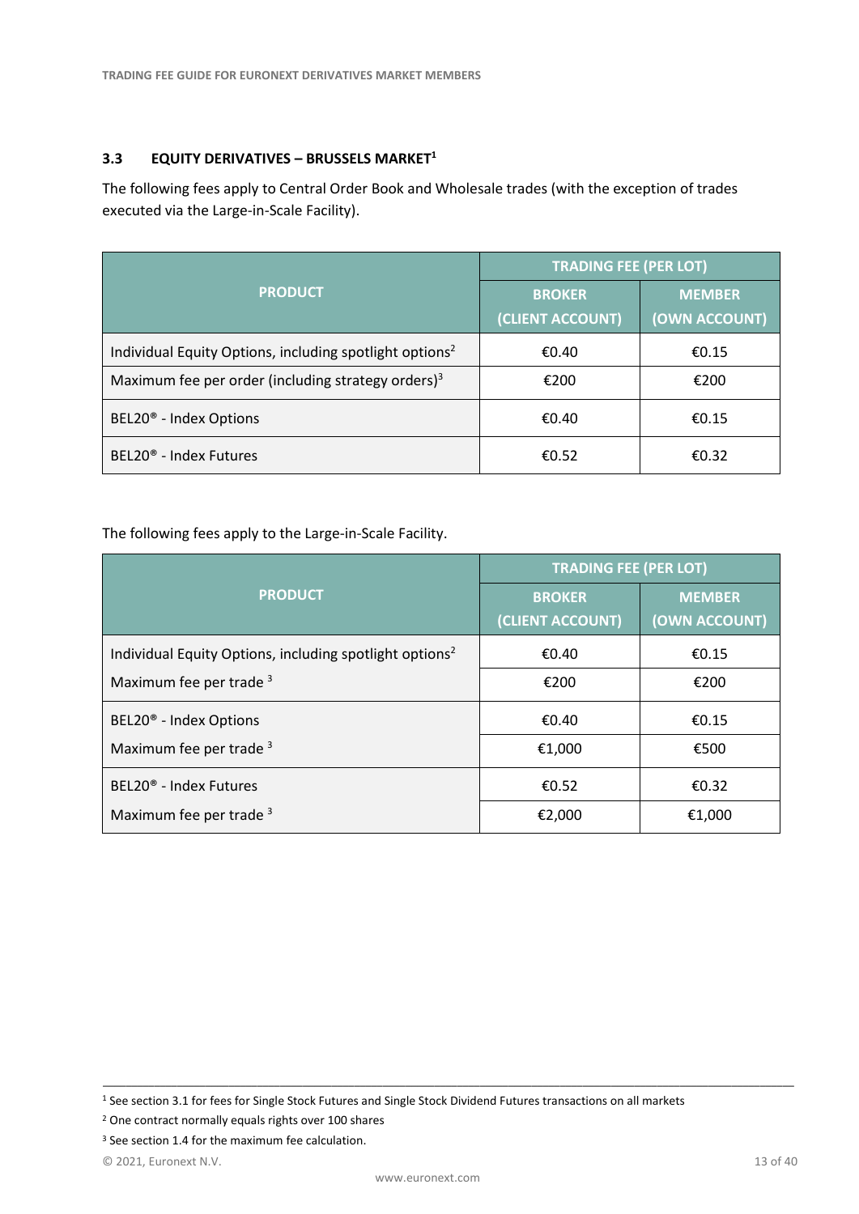### 3.3 EQUITY DERIVATIVES – BRUSSELS MARKET[1]

The following fees apply to Central Order Book and Wholesale trades (with the exception of trades executed via the Large-in-Scale Facility).

| PRODUCT | TRADING FEE (PER LOT) | |
|---|---|---|
| | BROKER (CLIENT ACCOUNT) | MEMBER (OWN ACCOUNT) |
| Individual Equity Options, including spotlight options[2] | €0.40 | €0.15 |
| Maximum fee per order (including strategy orders)[3] | €200 | €200 |
| BEL20® - Index Options | €0.40 | €0.15 |
| BEL20® - Index Futures | €0.52 | €0.32 |

The following fees apply to the Large-in-Scale Facility.

| PRODUCT | TRADING FEE (PER LOT) | |
|---|---|---|
| | BROKER (CLIENT ACCOUNT) | MEMBER (OWN ACCOUNT) |
| Individual Equity Options, including spotlight options[2] | €0.40 | €0.15 |
| Maximum fee per trade [3] | €200 | €200 |
| BEL20® - Index Options | €0.40 | €0.15 |
| Maximum fee per trade [3] | €1,000 | €500 |
| BEL20® - Index Futures | €0.52 | €0.32 |
| Maximum fee per trade [3] | €2,000 | €1,000 |

[1] See section 3.1 for fees for Single Stock Futures and Single Stock Dividend Futures transactions on all markets

[2] One contract normally equals rights over 100 shares

[3] See section 1.4 for the maximum fee calculation.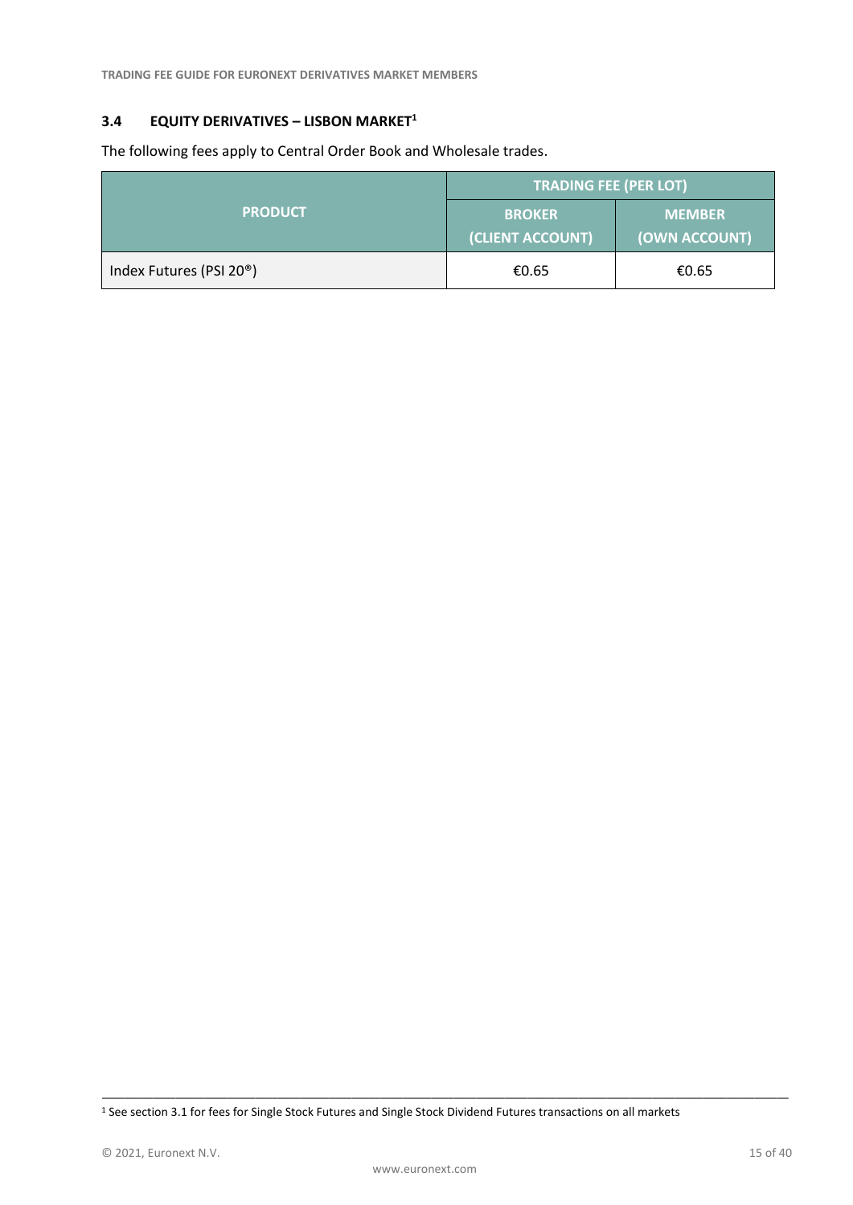### 3.4 EQUITY DERIVATIVES – LISBON MARKET[1]

The following fees apply to Central Order Book and Wholesale trades.

| PRODUCT | TRADING FEE (PER LOT) | |
|---|---|---|
| | BROKER (CLIENT ACCOUNT) | MEMBER (OWN ACCOUNT) |
| Index Futures (PSI 20®) | €0.65 | €0.65 |

[1] See section 3.1 for fees for Single Stock Futures and Single Stock Dividend Futures transactions on all markets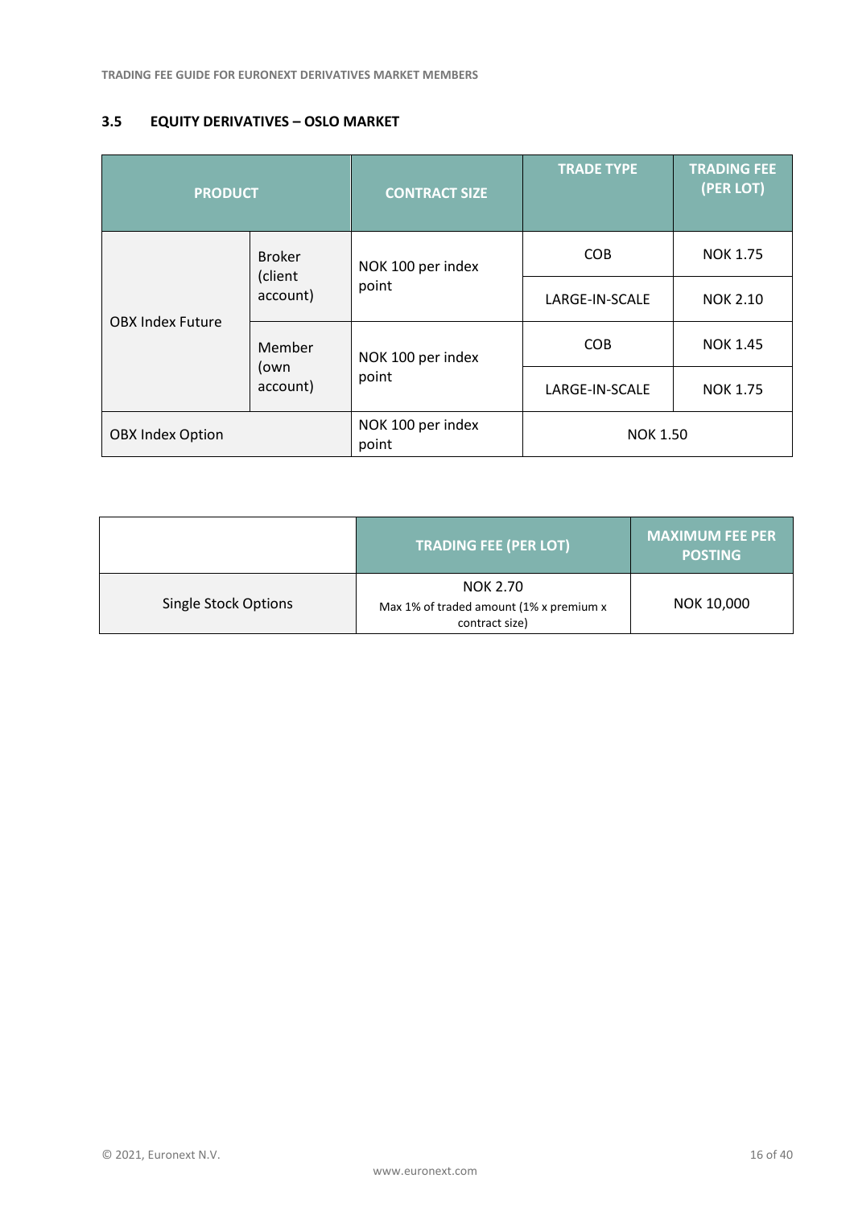### 3.5 EQUITY DERIVATIVES – OSLO MARKET

| PRODUCT | | CONTRACT SIZE | TRADE TYPE | TRADING FEE (PER LOT) |
|---|---|---|---|---|
| OBX Index Future | Broker (client account) | NOK 100 per index point | COB | NOK 1.75 |
| | | | LARGE-IN-SCALE | NOK 2.10 |
| | Member (own account) | NOK 100 per index point | COB | NOK 1.45 |
| | | | LARGE-IN-SCALE | NOK 1.75 |
| OBX Index Option | | NOK 100 per index point | NOK 1.50 | |

| | TRADING FEE (PER LOT) | MAXIMUM FEE PER POSTING |
|---|---|---|
| Single Stock Options | NOK 2.70<br>Max 1% of traded amount (1% x premium x contract size) | NOK 10,000 |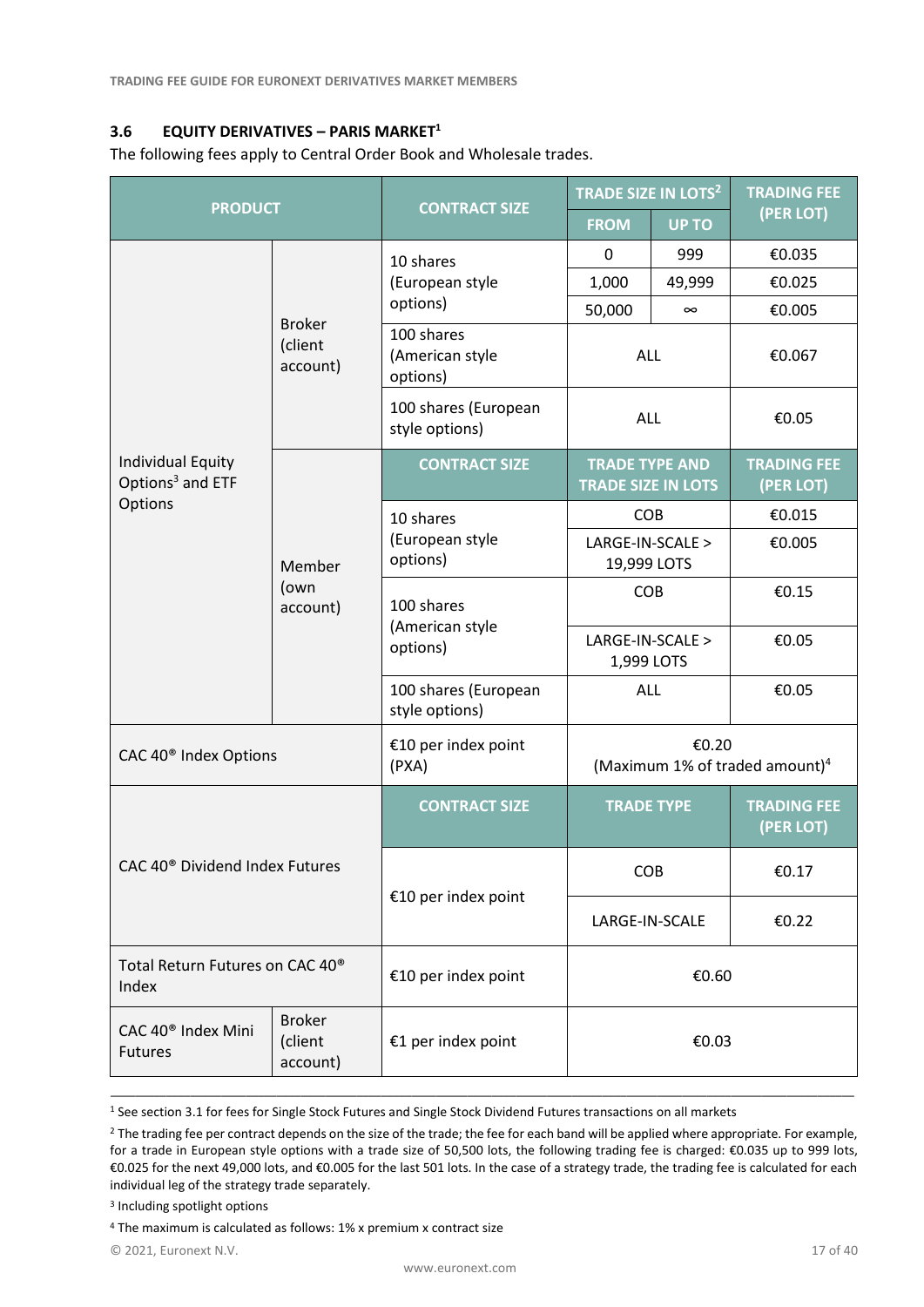### 3.6 EQUITY DERIVATIVES – PARIS MARKET[1]

The following fees apply to Central Order Book and Wholesale trades.

| PRODUCT | | CONTRACT SIZE | TRADE SIZE IN LOTS[2] | | TRADING FEE (PER LOT) |
|---|---|---|---|---|---|
| | | | FROM | UP TO | |
| Individual Equity Options[3] and ETF Options | Broker (client account) | 10 shares (European style options) | 0 | 999 | €0.035 |
| | | | 1,000 | 49,999 | €0.025 |
| | | | 50,000 | ∞ | €0.005 |
| | | 100 shares (American style options) | ALL | | €0.067 |
| | | 100 shares (European style options) | ALL | | €0.05 |
| | Member (own account) | **CONTRACT SIZE** | **TRADE TYPE AND TRADE SIZE IN LOTS** | | **TRADING FEE (PER LOT)** |
| | | 10 shares (European style options) | COB | | €0.015 |
| | | | LARGE-IN-SCALE > 19,999 LOTS | | €0.005 |
| | | 100 shares (American style options) | COB | | €0.15 |
| | | | LARGE-IN-SCALE > 1,999 LOTS | | €0.05 |
| | | 100 shares (European style options) | ALL | | €0.05 |
| CAC 40® Index Options | | €10 per index point (PXA) | €0.20 (Maximum 1% of traded amount)[4] | | |
| CAC 40® Dividend Index Futures | | **CONTRACT SIZE** | **TRADE TYPE** | | **TRADING FEE (PER LOT)** |
| | | €10 per index point | COB | | €0.17 |
| | | | LARGE-IN-SCALE | | €0.22 |
| Total Return Futures on CAC 40® Index | | €10 per index point | €0.60 | | |
| CAC 40® Index Mini Futures | Broker (client account) | €1 per index point | €0.03 | | |

[1] See section 3.1 for fees for Single Stock Futures and Single Stock Dividend Futures transactions on all markets

[2] The trading fee per contract depends on the size of the trade; the fee for each band will be applied where appropriate. For example, for a trade in European style options with a trade size of 50,500 lots, the following trading fee is charged: €0.035 up to 999 lots, €0.025 for the next 49,000 lots, and €0.005 for the last 501 lots. In the case of a strategy trade, the trading fee is calculated for each individual leg of the strategy trade separately.

[3] Including spotlight options

[4] The maximum is calculated as follows: 1% x premium x contract size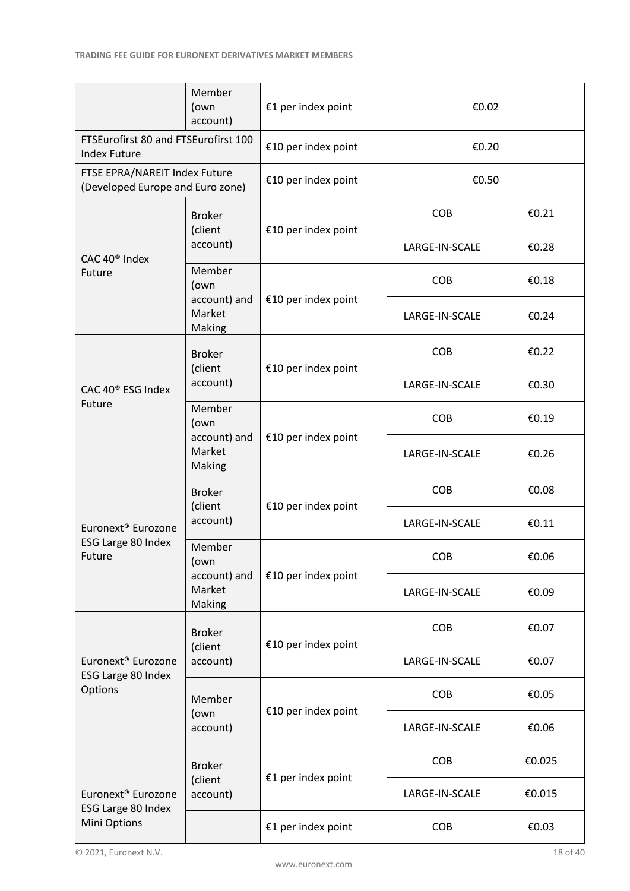| | | | | |
|---|---|---|---|---|
| | Member (own account) | €1 per index point | €0.02 | |
| FTSEurofirst 80 and FTSEurofirst 100 Index Future | | €10 per index point | €0.20 | |
| FTSE EPRA/NAREIT Index Future (Developed Europe and Euro zone) | | €10 per index point | €0.50 | |
| CAC 40® Index Future | Broker (client account) | €10 per index point | COB | €0.21 |
| | | | LARGE-IN-SCALE | €0.28 |
| | Member (own account) and Market Making | €10 per index point | COB | €0.18 |
| | | | LARGE-IN-SCALE | €0.24 |
| CAC 40® ESG Index Future | Broker (client account) | €10 per index point | COB | €0.22 |
| | | | LARGE-IN-SCALE | €0.30 |
| | Member (own account) and Market Making | €10 per index point | COB | €0.19 |
| | | | LARGE-IN-SCALE | €0.26 |
| Euronext® Eurozone ESG Large 80 Index Future | Broker (client account) | €10 per index point | COB | €0.08 |
| | | | LARGE-IN-SCALE | €0.11 |
| | Member (own account) and Market Making | €10 per index point | COB | €0.06 |
| | | | LARGE-IN-SCALE | €0.09 |
| Euronext® Eurozone ESG Large 80 Index Options | Broker (client account) | €10 per index point | COB | €0.07 |
| | | | LARGE-IN-SCALE | €0.07 |
| | Member (own account) | €10 per index point | COB | €0.05 |
| | | | LARGE-IN-SCALE | €0.06 |
| Euronext® Eurozone ESG Large 80 Index Mini Options | Broker (client account) | €1 per index point | COB | €0.025 |
| | | | LARGE-IN-SCALE | €0.015 |
| | | €1 per index point | COB | €0.03 |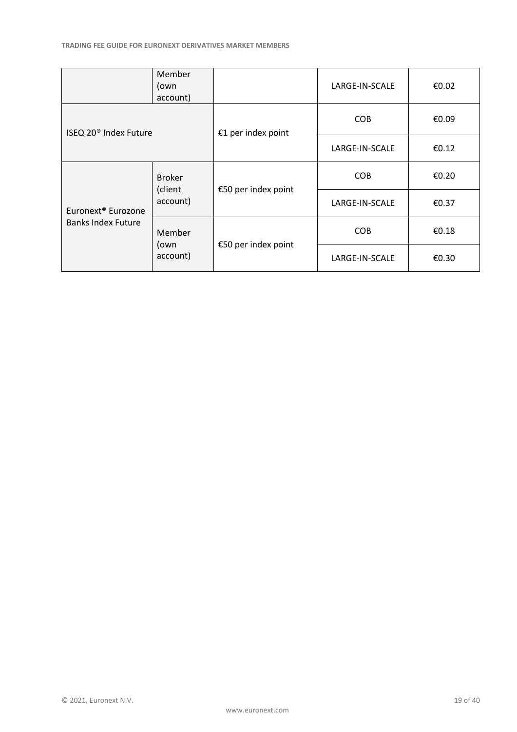| | | | | |
|---|---|---|---|---|
| | Member (own account) | | LARGE-IN-SCALE | €0.02 |
| ISEQ 20® Index Future | | €1 per index point | COB | €0.09 |
| | | | LARGE-IN-SCALE | €0.12 |
| Euronext® Eurozone Banks Index Future | Broker (client account) | €50 per index point | COB | €0.20 |
| | | | LARGE-IN-SCALE | €0.37 |
| | Member (own account) | €50 per index point | COB | €0.18 |
| | | | LARGE-IN-SCALE | €0.30 |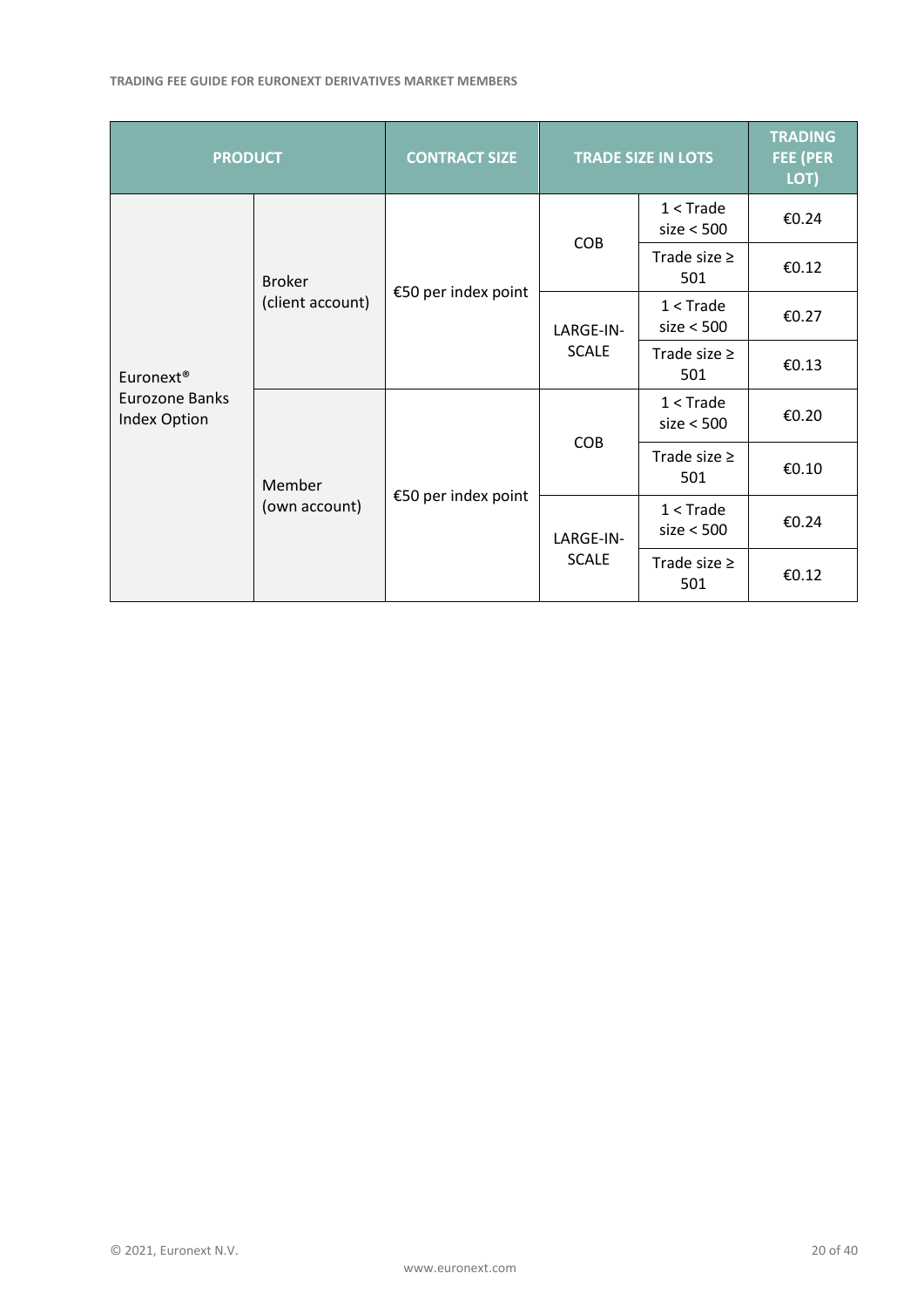| PRODUCT | | CONTRACT SIZE | TRADE SIZE IN LOTS | | TRADING FEE (PER LOT) |
|---|---|---|---|---|---|
| Euronext® Eurozone Banks Index Option | Broker (client account) | €50 per index point | COB | 1 < Trade size < 500 | €0.24 |
| | | | | Trade size ≥ 501 | €0.12 |
| | | | LARGE-IN-SCALE | 1 < Trade size < 500 | €0.27 |
| | | | | Trade size ≥ 501 | €0.13 |
| | Member (own account) | €50 per index point | COB | 1 < Trade size < 500 | €0.20 |
| | | | | Trade size ≥ 501 | €0.10 |
| | | | LARGE-IN-SCALE | 1 < Trade size < 500 | €0.24 |
| | | | | Trade size ≥ 501 | €0.12 |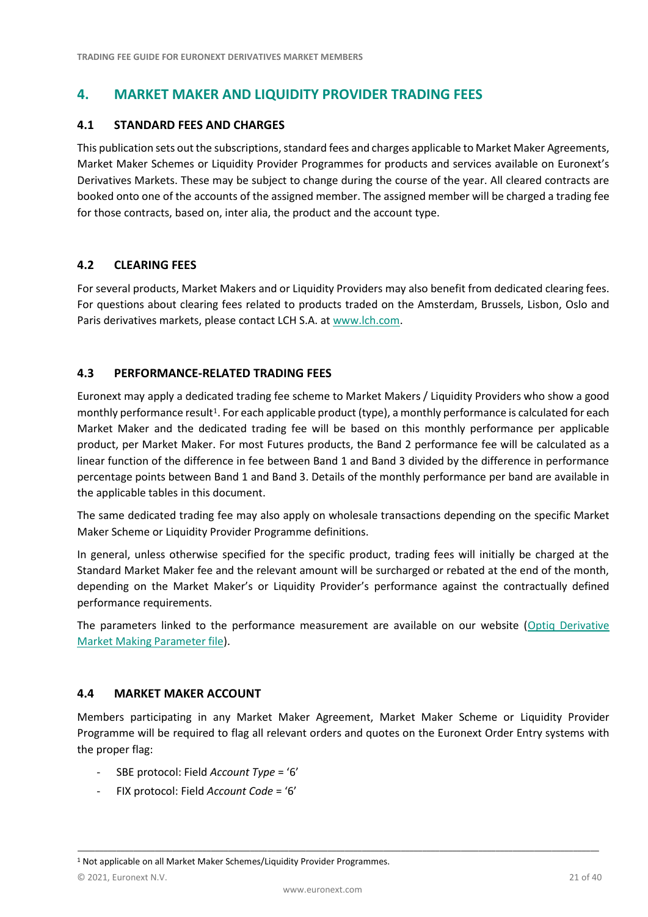## 4. MARKET MAKER AND LIQUIDITY PROVIDER TRADING FEES

### 4.1 STANDARD FEES AND CHARGES

This publication sets out the subscriptions, standard fees and charges applicable to Market Maker Agreements, Market Maker Schemes or Liquidity Provider Programmes for products and services available on Euronext's Derivatives Markets. These may be subject to change during the course of the year. All cleared contracts are booked onto one of the accounts of the assigned member. The assigned member will be charged a trading fee for those contracts, based on, inter alia, the product and the account type.

### 4.2 CLEARING FEES

For several products, Market Makers and or Liquidity Providers may also benefit from dedicated clearing fees. For questions about clearing fees related to products traded on the Amsterdam, Brussels, Lisbon, Oslo and Paris derivatives markets, please contact LCH S.A. at [www.lch.com](www.lch.com).

### 4.3 PERFORMANCE-RELATED TRADING FEES

Euronext may apply a dedicated trading fee scheme to Market Makers / Liquidity Providers who show a good monthly performance result[1]. For each applicable product (type), a monthly performance is calculated for each Market Maker and the dedicated trading fee will be based on this monthly performance per applicable product, per Market Maker. For most Futures products, the Band 2 performance fee will be calculated as a linear function of the difference in fee between Band 1 and Band 3 divided by the difference in performance percentage points between Band 1 and Band 3. Details of the monthly performance per band are available in the applicable tables in this document.

The same dedicated trading fee may also apply on wholesale transactions depending on the specific Market Maker Scheme or Liquidity Provider Programme definitions.

In general, unless otherwise specified for the specific product, trading fees will initially be charged at the Standard Market Maker fee and the relevant amount will be surcharged or rebated at the end of the month, depending on the Market Maker's or Liquidity Provider's performance against the contractually defined performance requirements.

The parameters linked to the performance measurement are available on our website (Optiq Derivative Market Making Parameter file).

### 4.4 MARKET MAKER ACCOUNT

Members participating in any Market Maker Agreement, Market Maker Scheme or Liquidity Provider Programme will be required to flag all relevant orders and quotes on the Euronext Order Entry systems with the proper flag:

- SBE protocol: Field *Account Type* = '6'
- FIX protocol: Field *Account Code* = '6'

---

[1] Not applicable on all Market Maker Schemes/Liquidity Provider Programmes.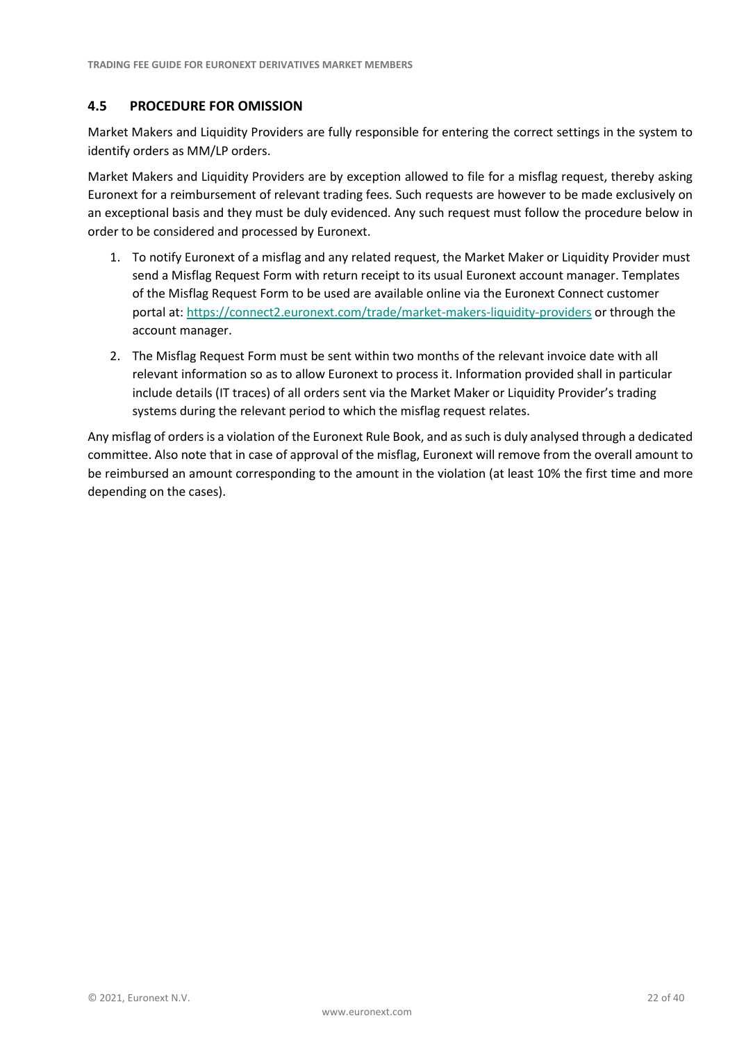## 4.5 PROCEDURE FOR OMISSION

Market Makers and Liquidity Providers are fully responsible for entering the correct settings in the system to identify orders as MM/LP orders.

Market Makers and Liquidity Providers are by exception allowed to file for a misflag request, thereby asking Euronext for a reimbursement of relevant trading fees. Such requests are however to be made exclusively on an exceptional basis and they must be duly evidenced. Any such request must follow the procedure below in order to be considered and processed by Euronext.

1. To notify Euronext of a misflag and any related request, the Market Maker or Liquidity Provider must send a Misflag Request Form with return receipt to its usual Euronext account manager. Templates of the Misflag Request Form to be used are available online via the Euronext Connect customer portal at: https://connect2.euronext.com/trade/market-makers-liquidity-providers or through the account manager.
2. The Misflag Request Form must be sent within two months of the relevant invoice date with all relevant information so as to allow Euronext to process it. Information provided shall in particular include details (IT traces) of all orders sent via the Market Maker or Liquidity Provider's trading systems during the relevant period to which the misflag request relates.

Any misflag of orders is a violation of the Euronext Rule Book, and as such is duly analysed through a dedicated committee. Also note that in case of approval of the misflag, Euronext will remove from the overall amount to be reimbursed an amount corresponding to the amount in the violation (at least 10% the first time and more depending on the cases).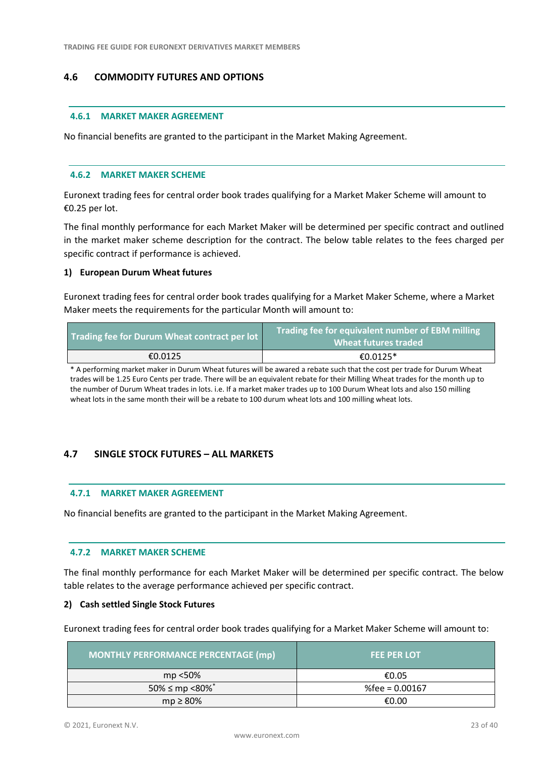## 4.6 COMMODITY FUTURES AND OPTIONS

### 4.6.1 MARKET MAKER AGREEMENT

No financial benefits are granted to the participant in the Market Making Agreement.

### 4.6.2 MARKET MAKER SCHEME

Euronext trading fees for central order book trades qualifying for a Market Maker Scheme will amount to €0.25 per lot.

The final monthly performance for each Market Maker will be determined per specific contract and outlined in the market maker scheme description for the contract. The below table relates to the fees charged per specific contract if performance is achieved.

**1) European Durum Wheat futures**

Euronext trading fees for central order book trades qualifying for a Market Maker Scheme, where a Market Maker meets the requirements for the particular Month will amount to:

| Trading fee for Durum Wheat contract per lot | Trading fee for equivalent number of EBM milling Wheat futures traded |
|---|---|
| €0.0125 | €0.0125* |

* A performing market maker in Durum Wheat futures will be awared a rebate such that the cost per trade for Durum Wheat trades will be 1.25 Euro Cents per trade. There will be an equivalent rebate for their Milling Wheat trades for the month up to the number of Durum Wheat trades in lots. i.e. If a market maker trades up to 100 Durum Wheat lots and also 150 milling wheat lots in the same month their will be a rebate to 100 durum wheat lots and 100 milling wheat lots.

## 4.7 SINGLE STOCK FUTURES – ALL MARKETS

### 4.7.1 MARKET MAKER AGREEMENT

No financial benefits are granted to the participant in the Market Making Agreement.

### 4.7.2 MARKET MAKER SCHEME

The final monthly performance for each Market Maker will be determined per specific contract. The below table relates to the average performance achieved per specific contract.

**2) Cash settled Single Stock Futures**

Euronext trading fees for central order book trades qualifying for a Market Maker Scheme will amount to:

| MONTHLY PERFORMANCE PERCENTAGE (mp) | FEE PER LOT |
|---|---|
| mp <50% | €0.05 |
| 50% ≤ mp <80%* | %fee = 0.00167 |
| mp ≥ 80% | €0.00 |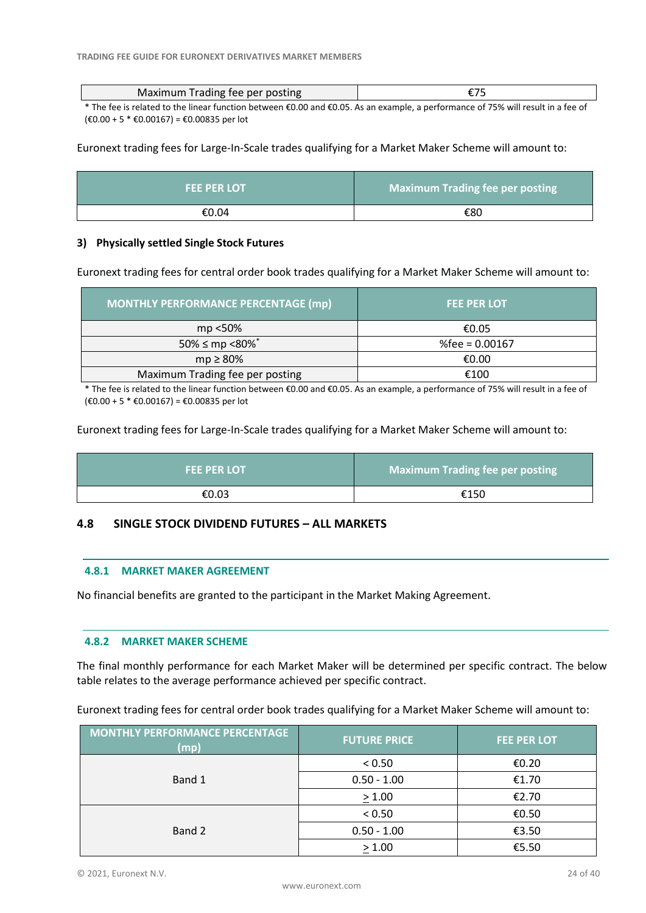| Maximum Trading fee per posting | €75 |
|---|---|

* The fee is related to the linear function between €0.00 and €0.05. As an example, a performance of 75% will result in a fee of (€0.00 + 5 * €0.00167) = €0.00835 per lot

Euronext trading fees for Large-In-Scale trades qualifying for a Market Maker Scheme will amount to:

| FEE PER LOT | Maximum Trading fee per posting |
|---|---|
| €0.04 | €80 |

**3) Physically settled Single Stock Futures**

Euronext trading fees for central order book trades qualifying for a Market Maker Scheme will amount to:

| MONTHLY PERFORMANCE PERCENTAGE (mp) | FEE PER LOT |
|---|---|
| mp <50% | €0.05 |
| 50% ≤ mp <80%* | %fee = 0.00167 |
| mp ≥ 80% | €0.00 |
| Maximum Trading fee per posting | €100 |

* The fee is related to the linear function between €0.00 and €0.05. As an example, a performance of 75% will result in a fee of (€0.00 + 5 * €0.00167) = €0.00835 per lot

Euronext trading fees for Large-In-Scale trades qualifying for a Market Maker Scheme will amount to:

| FEE PER LOT | Maximum Trading fee per posting |
|---|---|
| €0.03 | €150 |

## 4.8 SINGLE STOCK DIVIDEND FUTURES – ALL MARKETS

### 4.8.1 MARKET MAKER AGREEMENT

No financial benefits are granted to the participant in the Market Making Agreement.

### 4.8.2 MARKET MAKER SCHEME

The final monthly performance for each Market Maker will be determined per specific contract. The below table relates to the average performance achieved per specific contract.

Euronext trading fees for central order book trades qualifying for a Market Maker Scheme will amount to:

| MONTHLY PERFORMANCE PERCENTAGE (mp) | FUTURE PRICE | FEE PER LOT |
|---|---|---|
| Band 1 | < 0.50 | €0.20 |
| | 0.50 - 1.00 | €1.70 |
| | ≥ 1.00 | €2.70 |
| Band 2 | < 0.50 | €0.50 |
| | 0.50 - 1.00 | €3.50 |
| | ≥ 1.00 | €5.50 |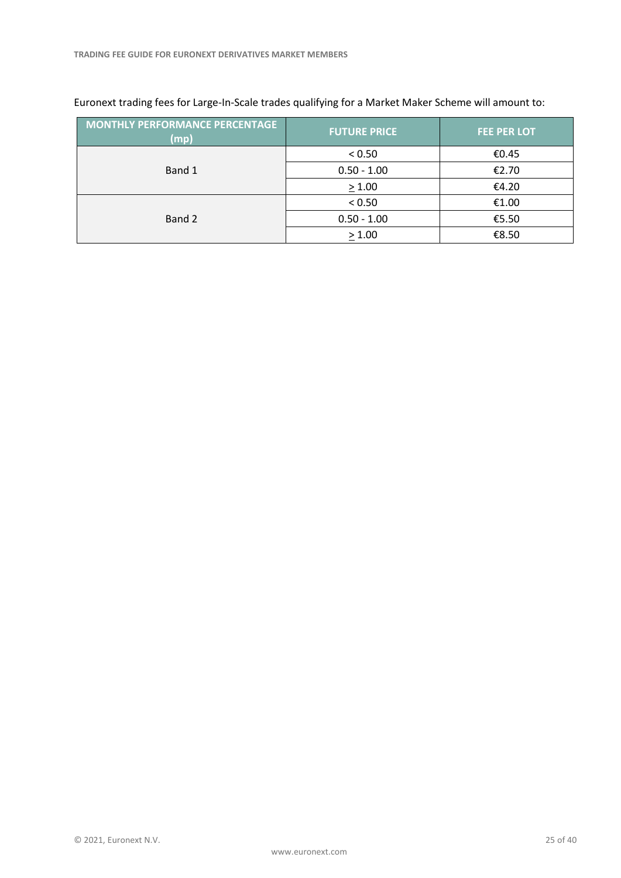Euronext trading fees for Large-In-Scale trades qualifying for a Market Maker Scheme will amount to:

| MONTHLY PERFORMANCE PERCENTAGE (mp) | FUTURE PRICE | FEE PER LOT |
|---|---|---|
| Band 1 | < 0.50 | €0.45 |
| | 0.50 - 1.00 | €2.70 |
| | ≥ 1.00 | €4.20 |
| Band 2 | < 0.50 | €1.00 |
| | 0.50 - 1.00 | €5.50 |
| | ≥ 1.00 | €8.50 |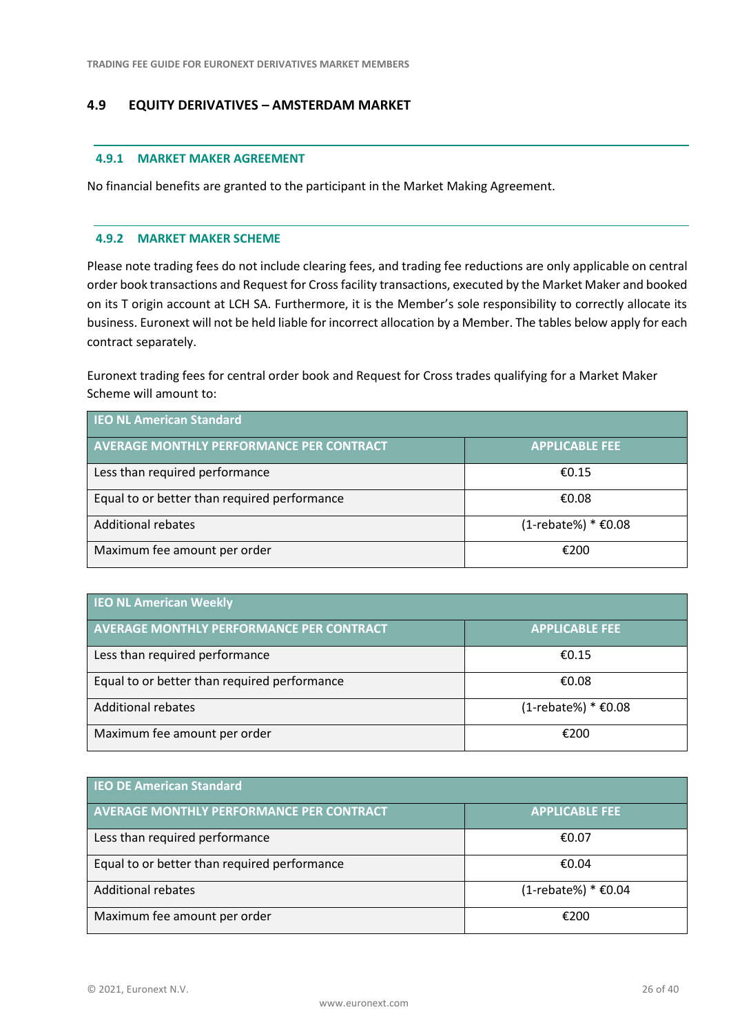## 4.9 EQUITY DERIVATIVES – AMSTERDAM MARKET

### 4.9.1 MARKET MAKER AGREEMENT

No financial benefits are granted to the participant in the Market Making Agreement.

### 4.9.2 MARKET MAKER SCHEME

Please note trading fees do not include clearing fees, and trading fee reductions are only applicable on central order book transactions and Request for Cross facility transactions, executed by the Market Maker and booked on its T origin account at LCH SA. Furthermore, it is the Member's sole responsibility to correctly allocate its business. Euronext will not be held liable for incorrect allocation by a Member. The tables below apply for each contract separately.

Euronext trading fees for central order book and Request for Cross trades qualifying for a Market Maker Scheme will amount to:

| IEO NL American Standard | |
|---|---|
| **AVERAGE MONTHLY PERFORMANCE PER CONTRACT** | **APPLICABLE FEE** |
| Less than required performance | €0.15 |
| Equal to or better than required performance | €0.08 |
| Additional rebates | (1-rebate%) * €0.08 |
| Maximum fee amount per order | €200 |

| IEO NL American Weekly | |
|---|---|
| **AVERAGE MONTHLY PERFORMANCE PER CONTRACT** | **APPLICABLE FEE** |
| Less than required performance | €0.15 |
| Equal to or better than required performance | €0.08 |
| Additional rebates | (1-rebate%) * €0.08 |
| Maximum fee amount per order | €200 |

| IEO DE American Standard | |
|---|---|
| **AVERAGE MONTHLY PERFORMANCE PER CONTRACT** | **APPLICABLE FEE** |
| Less than required performance | €0.07 |
| Equal to or better than required performance | €0.04 |
| Additional rebates | (1-rebate%) * €0.04 |
| Maximum fee amount per order | €200 |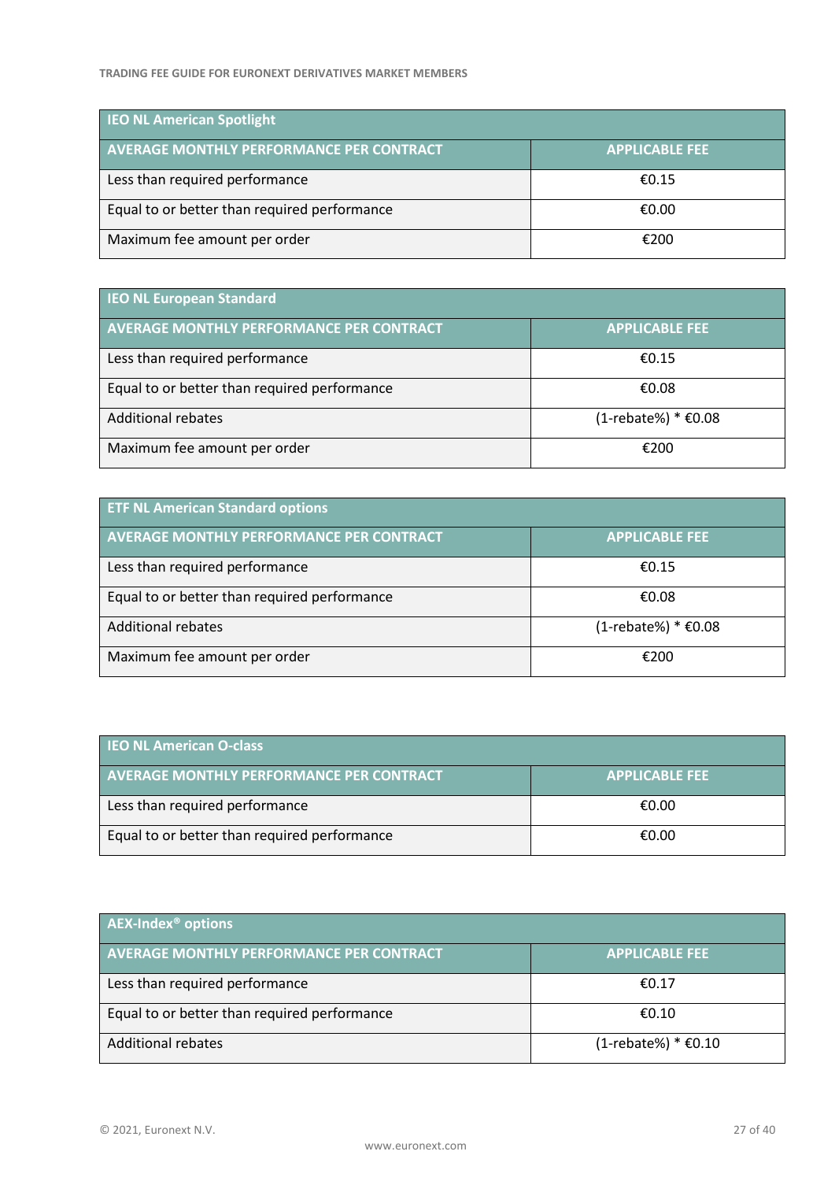| IEO NL American Spotlight | |
|---|---|
| **AVERAGE MONTHLY PERFORMANCE PER CONTRACT** | **APPLICABLE FEE** |
| Less than required performance | €0.15 |
| Equal to or better than required performance | €0.00 |
| Maximum fee amount per order | €200 |

| IEO NL European Standard | |
|---|---|
| **AVERAGE MONTHLY PERFORMANCE PER CONTRACT** | **APPLICABLE FEE** |
| Less than required performance | €0.15 |
| Equal to or better than required performance | €0.08 |
| Additional rebates | (1-rebate%) * €0.08 |
| Maximum fee amount per order | €200 |

| ETF NL American Standard options | |
|---|---|
| **AVERAGE MONTHLY PERFORMANCE PER CONTRACT** | **APPLICABLE FEE** |
| Less than required performance | €0.15 |
| Equal to or better than required performance | €0.08 |
| Additional rebates | (1-rebate%) * €0.08 |
| Maximum fee amount per order | €200 |

| IEO NL American O-class | |
|---|---|
| **AVERAGE MONTHLY PERFORMANCE PER CONTRACT** | **APPLICABLE FEE** |
| Less than required performance | €0.00 |
| Equal to or better than required performance | €0.00 |

| AEX-Index® options | |
|---|---|
| **AVERAGE MONTHLY PERFORMANCE PER CONTRACT** | **APPLICABLE FEE** |
| Less than required performance | €0.17 |
| Equal to or better than required performance | €0.10 |
| Additional rebates | (1-rebate%) * €0.10 |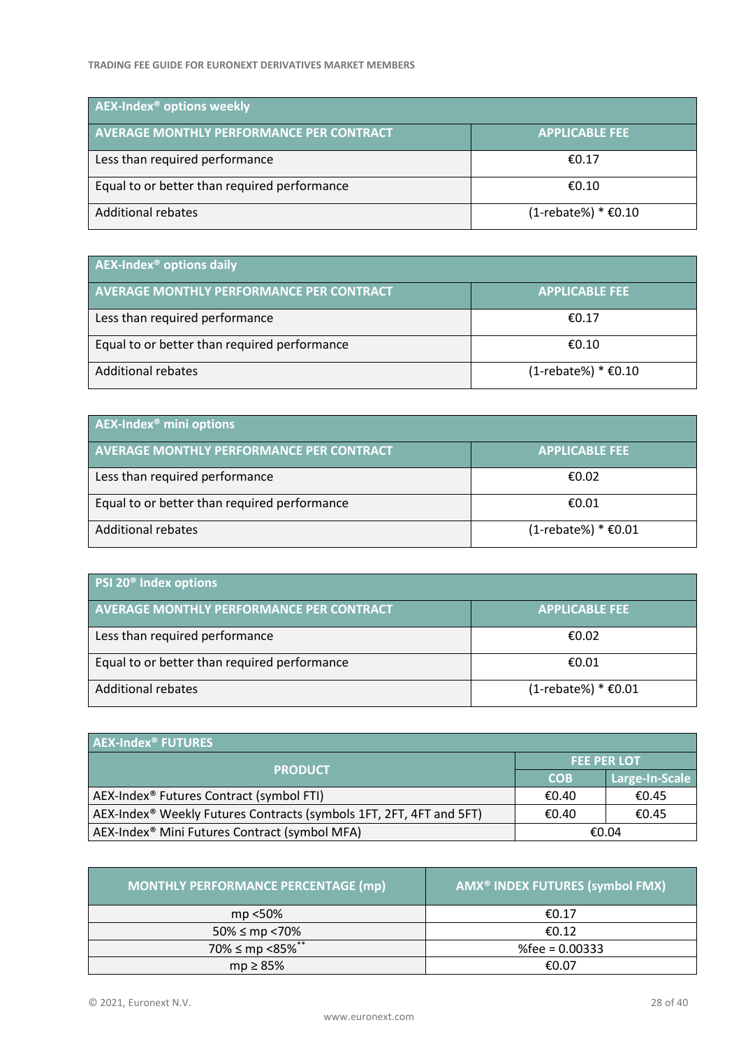| AEX-Index® options weekly | |
|---|---|
| **AVERAGE MONTHLY PERFORMANCE PER CONTRACT** | **APPLICABLE FEE** |
| Less than required performance | €0.17 |
| Equal to or better than required performance | €0.10 |
| Additional rebates | (1-rebate%) * €0.10 |

| AEX-Index® options daily | |
|---|---|
| **AVERAGE MONTHLY PERFORMANCE PER CONTRACT** | **APPLICABLE FEE** |
| Less than required performance | €0.17 |
| Equal to or better than required performance | €0.10 |
| Additional rebates | (1-rebate%) * €0.10 |

| AEX-Index® mini options | |
|---|---|
| **AVERAGE MONTHLY PERFORMANCE PER CONTRACT** | **APPLICABLE FEE** |
| Less than required performance | €0.02 |
| Equal to or better than required performance | €0.01 |
| Additional rebates | (1-rebate%) * €0.01 |

| PSI 20® Index options | |
|---|---|
| **AVERAGE MONTHLY PERFORMANCE PER CONTRACT** | **APPLICABLE FEE** |
| Less than required performance | €0.02 |
| Equal to or better than required performance | €0.01 |
| Additional rebates | (1-rebate%) * €0.01 |

| AEX-Index® FUTURES | | |
|---|---|---|
| **PRODUCT** | **FEE PER LOT** | |
| | **COB** | **Large-In-Scale** |
| AEX-Index® Futures Contract (symbol FTI) | €0.40 | €0.45 |
| AEX-Index® Weekly Futures Contracts (symbols 1FT, 2FT, 4FT and 5FT) | €0.40 | €0.45 |
| AEX-Index® Mini Futures Contract (symbol MFA) | €0.04 | |

| MONTHLY PERFORMANCE PERCENTAGE (mp) | AMX® INDEX FUTURES (symbol FMX) |
|---|---|
| mp <50% | €0.17 |
| 50% ≤ mp <70% | €0.12 |
| 70% ≤ mp <85%** | %fee = 0.00333 |
| mp ≥ 85% | €0.07 |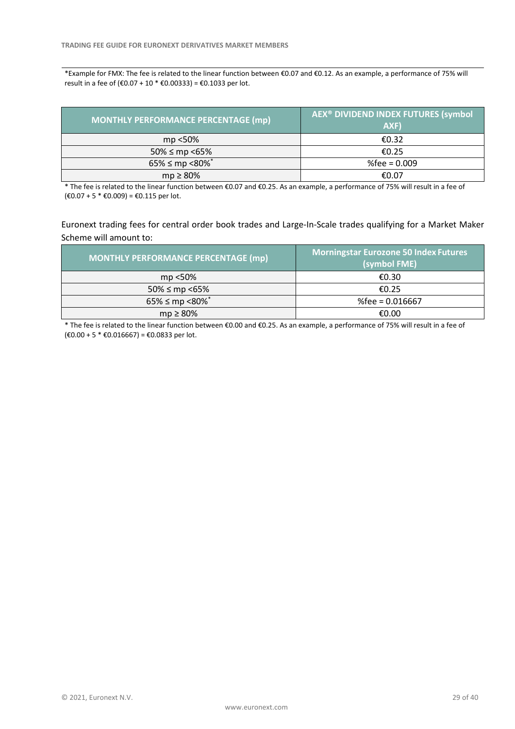*Example for FMX: The fee is related to the linear function between €0.07 and €0.12. As an example, a performance of 75% will result in a fee of (€0.07 + 10 * €0.00333) = €0.1033 per lot.

| MONTHLY PERFORMANCE PERCENTAGE (mp) | AEX® DIVIDEND INDEX FUTURES (symbol AXF) |
|---|---|
| mp <50% | €0.32 |
| 50% ≤ mp <65% | €0.25 |
| 65% ≤ mp <80%* | %fee = 0.009 |
| mp ≥ 80% | €0.07 |

* The fee is related to the linear function between €0.07 and €0.25. As an example, a performance of 75% will result in a fee of (€0.07 + 5 * €0.009) = €0.115 per lot.

Euronext trading fees for central order book trades and Large-In-Scale trades qualifying for a Market Maker Scheme will amount to:

| MONTHLY PERFORMANCE PERCENTAGE (mp) | Morningstar Eurozone 50 Index Futures (symbol FME) |
|---|---|
| mp <50% | €0.30 |
| 50% ≤ mp <65% | €0.25 |
| 65% ≤ mp <80%* | %fee = 0.016667 |
| mp ≥ 80% | €0.00 |

* The fee is related to the linear function between €0.00 and €0.25. As an example, a performance of 75% will result in a fee of (€0.00 + 5 * €0.016667) = €0.0833 per lot.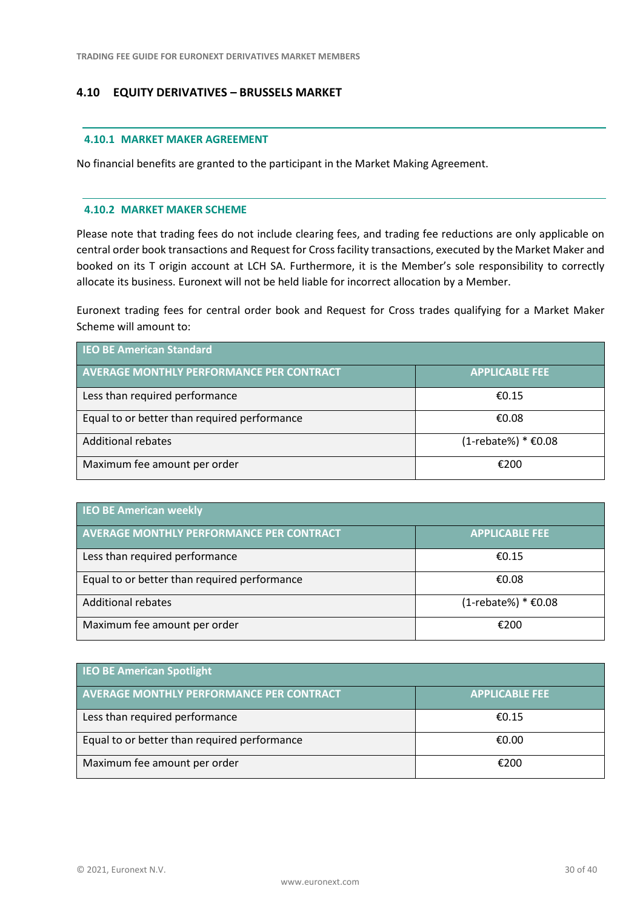## 4.10 EQUITY DERIVATIVES – BRUSSELS MARKET

### 4.10.1 MARKET MAKER AGREEMENT

No financial benefits are granted to the participant in the Market Making Agreement.

### 4.10.2 MARKET MAKER SCHEME

Please note that trading fees do not include clearing fees, and trading fee reductions are only applicable on central order book transactions and Request for Cross facility transactions, executed by the Market Maker and booked on its T origin account at LCH SA. Furthermore, it is the Member's sole responsibility to correctly allocate its business. Euronext will not be held liable for incorrect allocation by a Member.

Euronext trading fees for central order book and Request for Cross trades qualifying for a Market Maker Scheme will amount to:

| IEO BE American Standard | |
|---|---|
| **AVERAGE MONTHLY PERFORMANCE PER CONTRACT** | **APPLICABLE FEE** |
| Less than required performance | €0.15 |
| Equal to or better than required performance | €0.08 |
| Additional rebates | (1-rebate%) * €0.08 |
| Maximum fee amount per order | €200 |

| IEO BE American weekly | |
|---|---|
| **AVERAGE MONTHLY PERFORMANCE PER CONTRACT** | **APPLICABLE FEE** |
| Less than required performance | €0.15 |
| Equal to or better than required performance | €0.08 |
| Additional rebates | (1-rebate%) * €0.08 |
| Maximum fee amount per order | €200 |

| IEO BE American Spotlight | |
|---|---|
| **AVERAGE MONTHLY PERFORMANCE PER CONTRACT** | **APPLICABLE FEE** |
| Less than required performance | €0.15 |
| Equal to or better than required performance | €0.00 |
| Maximum fee amount per order | €200 |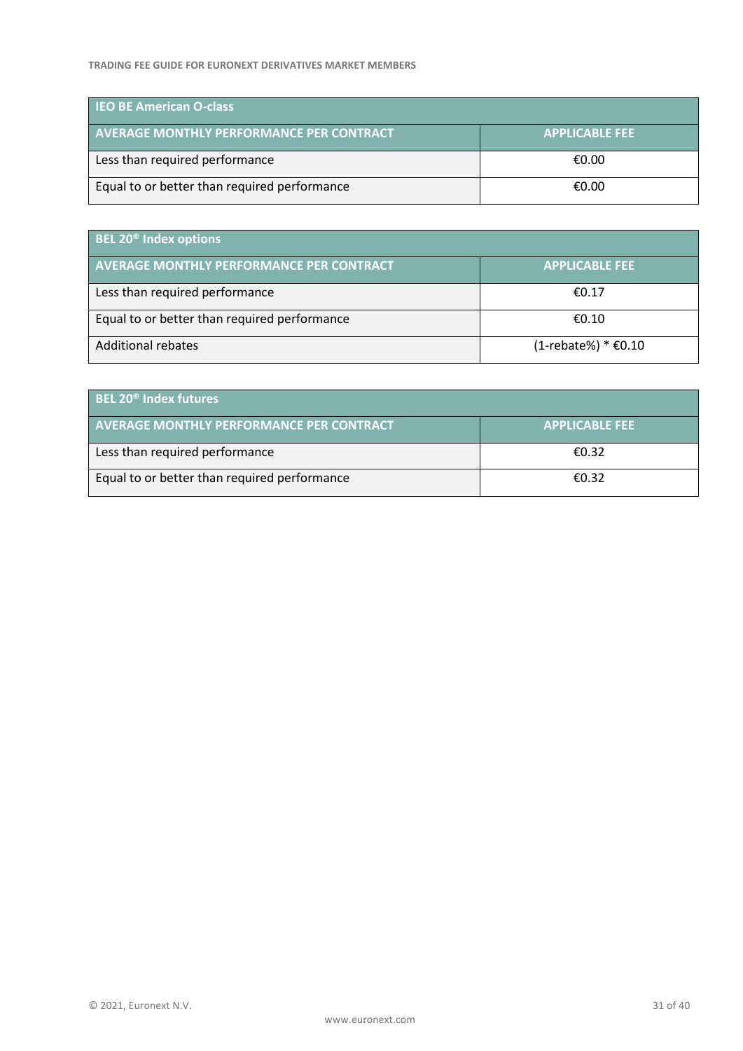| IEO BE American O-class | |
|---|---|
| **AVERAGE MONTHLY PERFORMANCE PER CONTRACT** | **APPLICABLE FEE** |
| Less than required performance | €0.00 |
| Equal to or better than required performance | €0.00 |

| BEL 20® Index options | |
|---|---|
| **AVERAGE MONTHLY PERFORMANCE PER CONTRACT** | **APPLICABLE FEE** |
| Less than required performance | €0.17 |
| Equal to or better than required performance | €0.10 |
| Additional rebates | (1-rebate%) * €0.10 |

| BEL 20® Index futures | |
|---|---|
| **AVERAGE MONTHLY PERFORMANCE PER CONTRACT** | **APPLICABLE FEE** |
| Less than required performance | €0.32 |
| Equal to or better than required performance | €0.32 |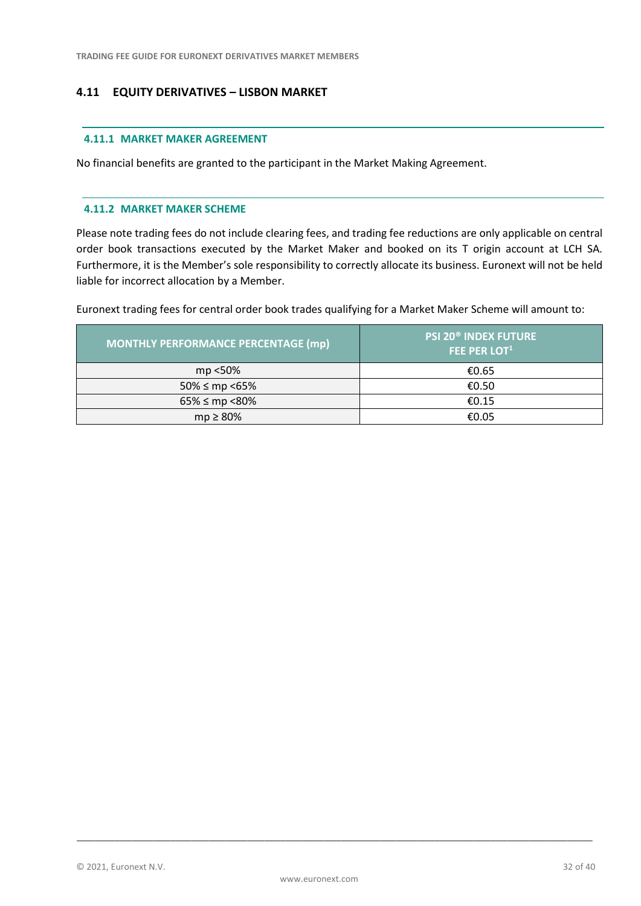## 4.11 EQUITY DERIVATIVES – LISBON MARKET

### 4.11.1 MARKET MAKER AGREEMENT

No financial benefits are granted to the participant in the Market Making Agreement.

### 4.11.2 MARKET MAKER SCHEME

Please note trading fees do not include clearing fees, and trading fee reductions are only applicable on central order book transactions executed by the Market Maker and booked on its T origin account at LCH SA. Furthermore, it is the Member's sole responsibility to correctly allocate its business. Euronext will not be held liable for incorrect allocation by a Member.

Euronext trading fees for central order book trades qualifying for a Market Maker Scheme will amount to:

| MONTHLY PERFORMANCE PERCENTAGE (mp) | PSI 20® INDEX FUTURE FEE PER LOT[1] |
|---|---|
| mp <50% | €0.65 |
| 50% ≤ mp <65% | €0.50 |
| 65% ≤ mp <80% | €0.15 |
| mp ≥ 80% | €0.05 |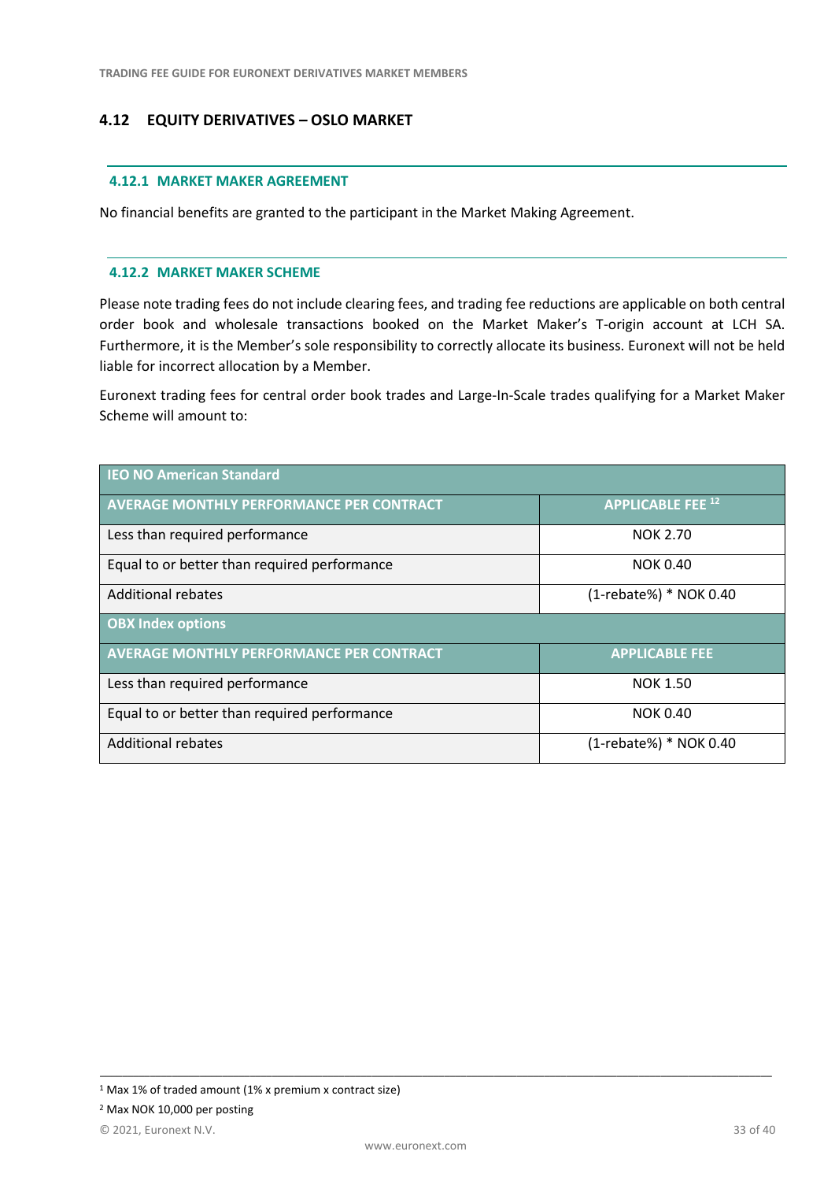## 4.12 EQUITY DERIVATIVES – OSLO MARKET

### 4.12.1 MARKET MAKER AGREEMENT

No financial benefits are granted to the participant in the Market Making Agreement.

### 4.12.2 MARKET MAKER SCHEME

Please note trading fees do not include clearing fees, and trading fee reductions are applicable on both central order book and wholesale transactions booked on the Market Maker's T-origin account at LCH SA. Furthermore, it is the Member's sole responsibility to correctly allocate its business. Euronext will not be held liable for incorrect allocation by a Member.

Euronext trading fees for central order book trades and Large-In-Scale trades qualifying for a Market Maker Scheme will amount to:

| IEO NO American Standard | |
|---|---|
| **AVERAGE MONTHLY PERFORMANCE PER CONTRACT** | **APPLICABLE FEE [1,2]** |
| Less than required performance | NOK 2.70 |
| Equal to or better than required performance | NOK 0.40 |
| Additional rebates | (1-rebate%) * NOK 0.40 |
| **OBX Index options** | |
| **AVERAGE MONTHLY PERFORMANCE PER CONTRACT** | **APPLICABLE FEE** |
| Less than required performance | NOK 1.50 |
| Equal to or better than required performance | NOK 0.40 |
| Additional rebates | (1-rebate%) * NOK 0.40 |

[1] Max 1% of traded amount (1% x premium x contract size)

[2] Max NOK 10,000 per posting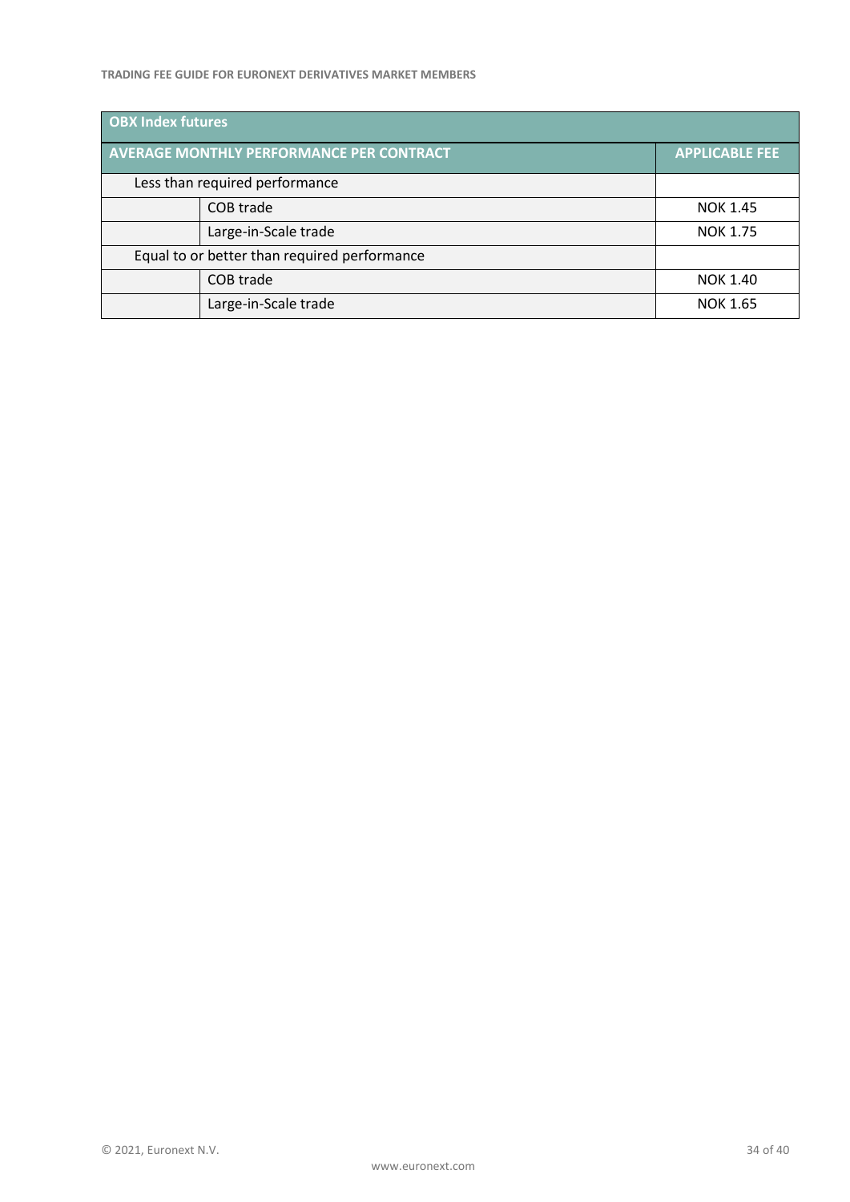| OBX Index futures | | |
|---|---|---|
| **AVERAGE MONTHLY PERFORMANCE PER CONTRACT** | | **APPLICABLE FEE** |
| Less than required performance | | |
| | COB trade | NOK 1.45 |
| | Large-in-Scale trade | NOK 1.75 |
| Equal to or better than required performance | | |
| | COB trade | NOK 1.40 |
| | Large-in-Scale trade | NOK 1.65 |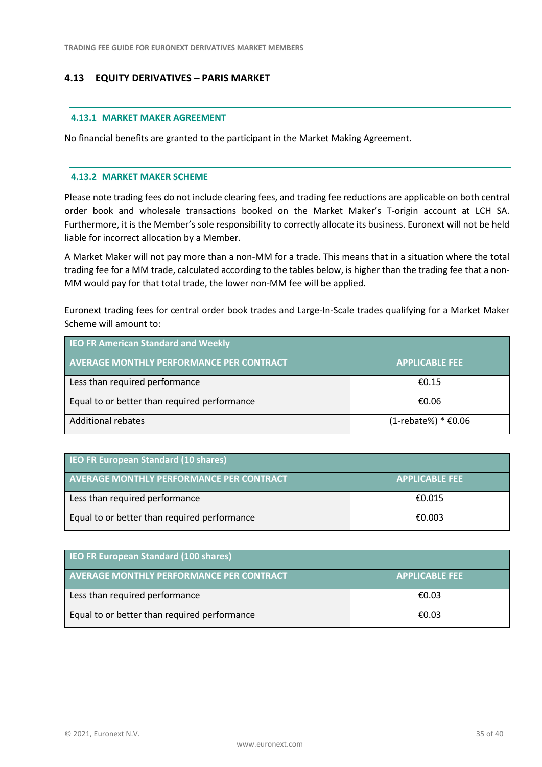## 4.13 EQUITY DERIVATIVES – PARIS MARKET

### 4.13.1 MARKET MAKER AGREEMENT

No financial benefits are granted to the participant in the Market Making Agreement.

### 4.13.2 MARKET MAKER SCHEME

Please note trading fees do not include clearing fees, and trading fee reductions are applicable on both central order book and wholesale transactions booked on the Market Maker's T-origin account at LCH SA. Furthermore, it is the Member's sole responsibility to correctly allocate its business. Euronext will not be held liable for incorrect allocation by a Member.

A Market Maker will not pay more than a non-MM for a trade. This means that in a situation where the total trading fee for a MM trade, calculated according to the tables below, is higher than the trading fee that a non-MM would pay for that total trade, the lower non-MM fee will be applied.

Euronext trading fees for central order book trades and Large-In-Scale trades qualifying for a Market Maker Scheme will amount to:

| IEO FR American Standard and Weekly | |
|---|---|
| **AVERAGE MONTHLY PERFORMANCE PER CONTRACT** | **APPLICABLE FEE** |
| Less than required performance | €0.15 |
| Equal to or better than required performance | €0.06 |
| Additional rebates | (1-rebate%) * €0.06 |

| IEO FR European Standard (10 shares) | |
|---|---|
| **AVERAGE MONTHLY PERFORMANCE PER CONTRACT** | **APPLICABLE FEE** |
| Less than required performance | €0.015 |
| Equal to or better than required performance | €0.003 |

| IEO FR European Standard (100 shares) | |
|---|---|
| **AVERAGE MONTHLY PERFORMANCE PER CONTRACT** | **APPLICABLE FEE** |
| Less than required performance | €0.03 |
| Equal to or better than required performance | €0.03 |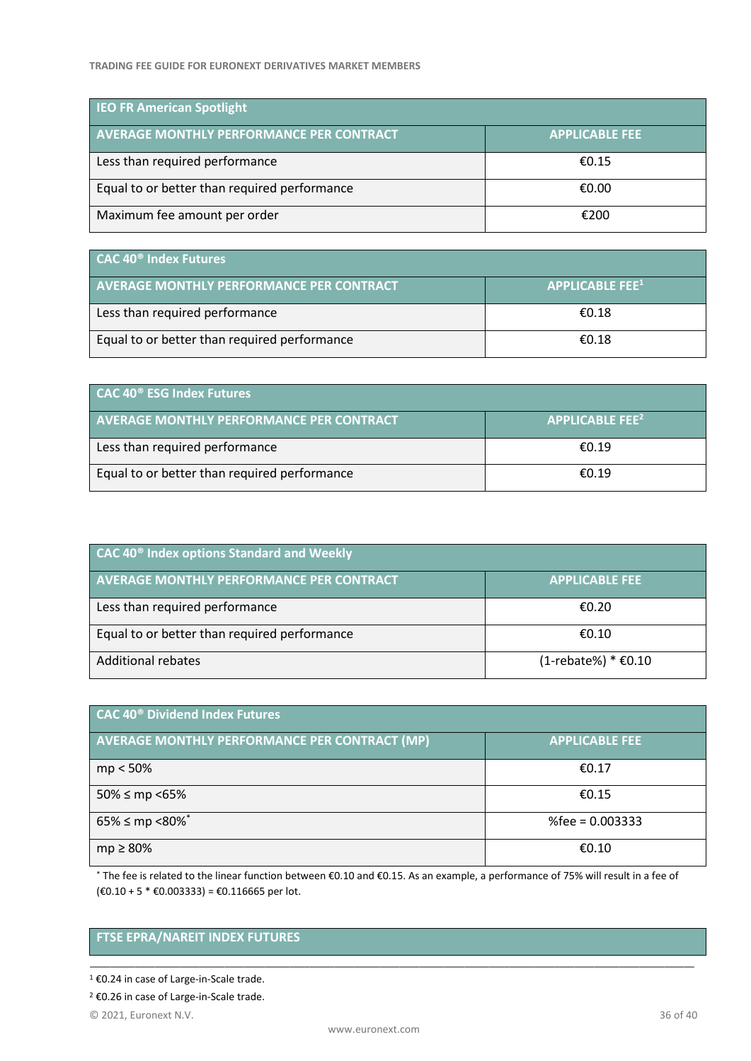| IEO FR American Spotlight | |
|---|---|
| **AVERAGE MONTHLY PERFORMANCE PER CONTRACT** | **APPLICABLE FEE** |
| Less than required performance | €0.15 |
| Equal to or better than required performance | €0.00 |
| Maximum fee amount per order | €200 |

| CAC 40® Index Futures | |
|---|---|
| **AVERAGE MONTHLY PERFORMANCE PER CONTRACT** | **APPLICABLE FEE**[1] |
| Less than required performance | €0.18 |
| Equal to or better than required performance | €0.18 |

| CAC 40® ESG Index Futures | |
|---|---|
| **AVERAGE MONTHLY PERFORMANCE PER CONTRACT** | **APPLICABLE FEE**[2] |
| Less than required performance | €0.19 |
| Equal to or better than required performance | €0.19 |

| CAC 40® Index options Standard and Weekly | |
|---|---|
| **AVERAGE MONTHLY PERFORMANCE PER CONTRACT** | **APPLICABLE FEE** |
| Less than required performance | €0.20 |
| Equal to or better than required performance | €0.10 |
| Additional rebates | (1-rebate%) * €0.10 |

| CAC 40® Dividend Index Futures | |
|---|---|
| **AVERAGE MONTHLY PERFORMANCE PER CONTRACT (MP)** | **APPLICABLE FEE** |
| mp < 50% | €0.17 |
| 50% ≤ mp <65% | €0.15 |
| 65% ≤ mp <80%* | %fee = 0.003333 |
| mp ≥ 80% | €0.10 |

* The fee is related to the linear function between €0.10 and €0.15. As an example, a performance of 75% will result in a fee of (€0.10 + 5 * €0.003333) = €0.116665 per lot.

| FTSE EPRA/NAREIT INDEX FUTURES |
|---|

[1] €0.24 in case of Large-in-Scale trade.

[2] €0.26 in case of Large-in-Scale trade.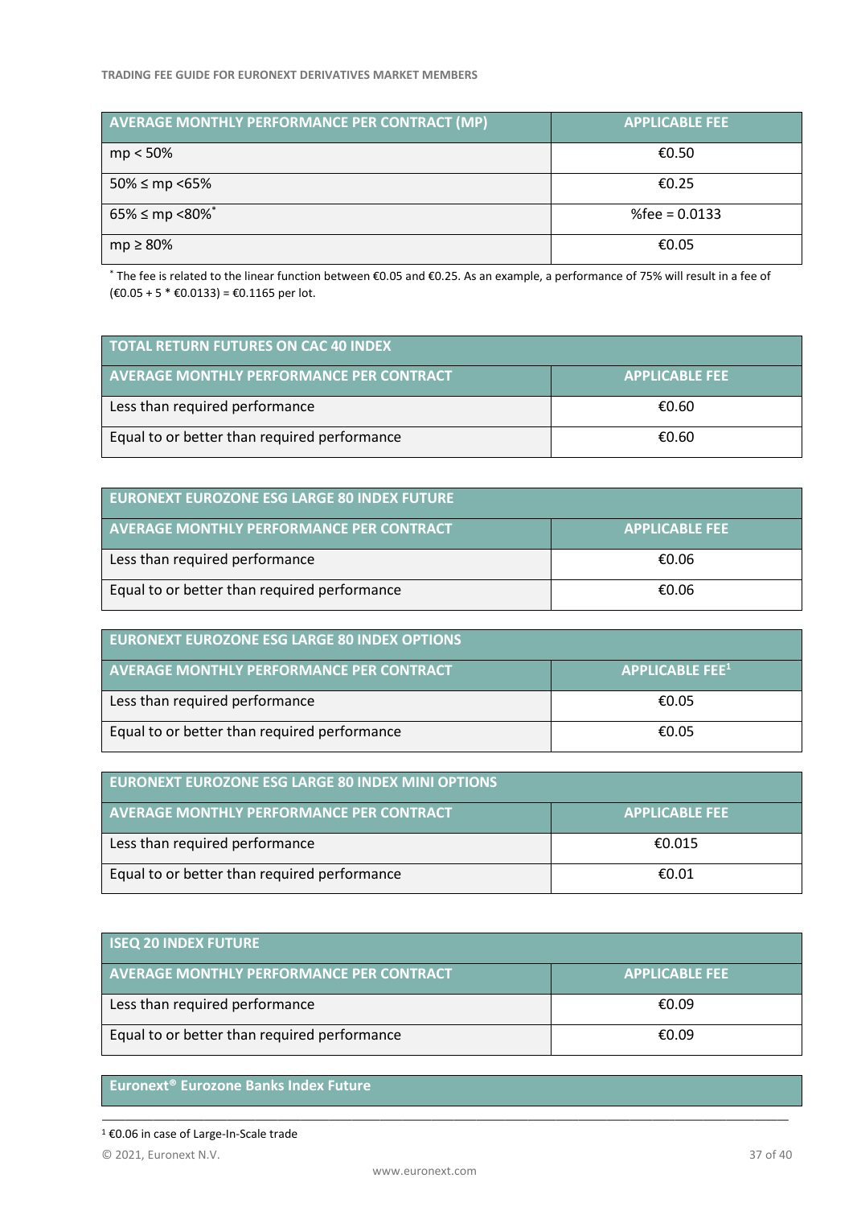| AVERAGE MONTHLY PERFORMANCE PER CONTRACT (MP) | APPLICABLE FEE |
|---|---|
| mp < 50% | €0.50 |
| 50% ≤ mp <65% | €0.25 |
| 65% ≤ mp <80%* | %fee = 0.0133 |
| mp ≥ 80% | €0.05 |

* The fee is related to the linear function between €0.05 and €0.25. As an example, a performance of 75% will result in a fee of (€0.05 + 5 * €0.0133) = €0.1165 per lot.

| TOTAL RETURN FUTURES ON CAC 40 INDEX | |
|---|---|
| **AVERAGE MONTHLY PERFORMANCE PER CONTRACT** | **APPLICABLE FEE** |
| Less than required performance | €0.60 |
| Equal to or better than required performance | €0.60 |

| EURONEXT EUROZONE ESG LARGE 80 INDEX FUTURE | |
|---|---|
| **AVERAGE MONTHLY PERFORMANCE PER CONTRACT** | **APPLICABLE FEE** |
| Less than required performance | €0.06 |
| Equal to or better than required performance | €0.06 |

| EURONEXT EUROZONE ESG LARGE 80 INDEX OPTIONS | |
|---|---|
| **AVERAGE MONTHLY PERFORMANCE PER CONTRACT** | **APPLICABLE FEE[1]** |
| Less than required performance | €0.05 |
| Equal to or better than required performance | €0.05 |

| EURONEXT EUROZONE ESG LARGE 80 INDEX MINI OPTIONS | |
|---|---|
| **AVERAGE MONTHLY PERFORMANCE PER CONTRACT** | **APPLICABLE FEE** |
| Less than required performance | €0.015 |
| Equal to or better than required performance | €0.01 |

| ISEQ 20 INDEX FUTURE | |
|---|---|
| **AVERAGE MONTHLY PERFORMANCE PER CONTRACT** | **APPLICABLE FEE** |
| Less than required performance | €0.09 |
| Equal to or better than required performance | €0.09 |

**Euronext® Eurozone Banks Index Future**

[1] €0.06 in case of Large-In-Scale trade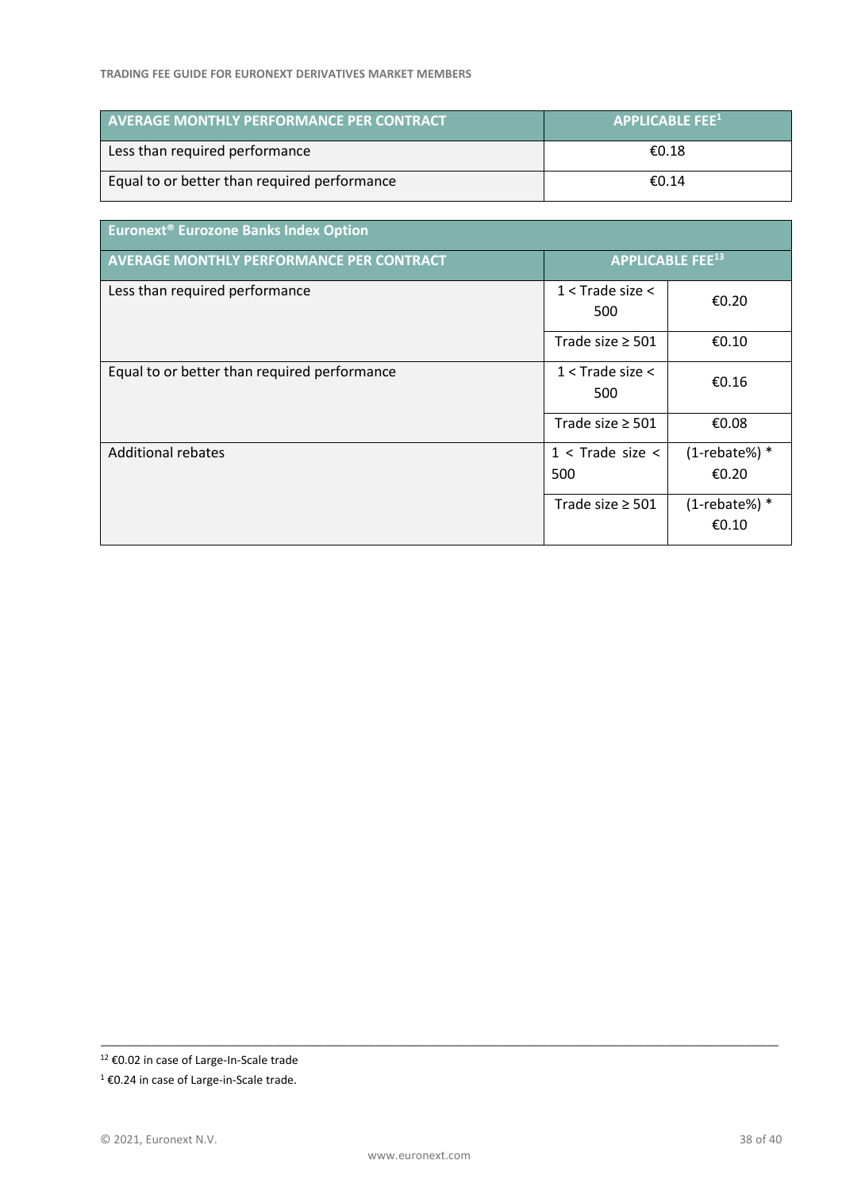| AVERAGE MONTHLY PERFORMANCE PER CONTRACT | APPLICABLE FEE[1] |
|---|---|
| Less than required performance | €0.18 |
| Equal to or better than required performance | €0.14 |

| Euronext® Eurozone Banks Index Option | | |
|---|---|---|
| AVERAGE MONTHLY PERFORMANCE PER CONTRACT | APPLICABLE FEE[13] | |
| Less than required performance | 1 < Trade size < 500 | €0.20 |
| | Trade size ≥ 501 | €0.10 |
| Equal to or better than required performance | 1 < Trade size < 500 | €0.16 |
| | Trade size ≥ 501 | €0.08 |
| Additional rebates | 1 < Trade size < 500 | (1-rebate%) * €0.20 |
| | Trade size ≥ 501 | (1-rebate%) * €0.10 |

---

[12] €0.02 in case of Large-In-Scale trade

[1] €0.24 in case of Large-in-Scale trade.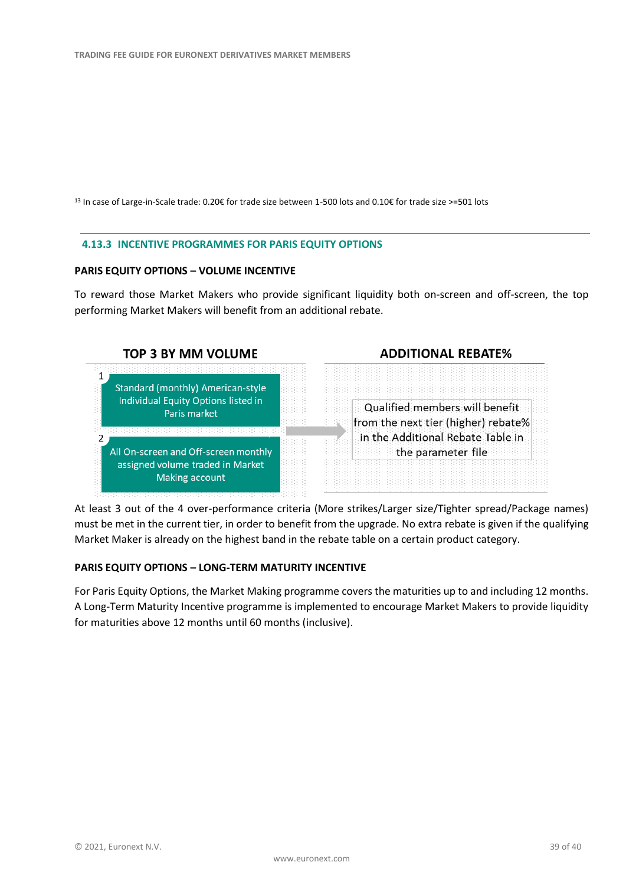[13] In case of Large-in-Scale trade: 0.20€ for trade size between 1-500 lots and 0.10€ for trade size >=501 lots

### 4.13.3 INCENTIVE PROGRAMMES FOR PARIS EQUITY OPTIONS

**PARIS EQUITY OPTIONS – VOLUME INCENTIVE**

To reward those Market Makers who provide significant liquidity both on-screen and off-screen, the top performing Market Makers will benefit from an additional rebate.

| TOP 3 BY MM VOLUME | ADDITIONAL REBATE% |
|---|---|
| 1. Standard (monthly) American-style Individual Equity Options listed in Paris market<br>2. All On-screen and Off-screen monthly assigned volume traded in Market Making account | Qualified members will benefit from the next tier (higher) rebate% in the Additional Rebate Table in the parameter file |

At least 3 out of the 4 over-performance criteria (More strikes/Larger size/Tighter spread/Package names) must be met in the current tier, in order to benefit from the upgrade. No extra rebate is given if the qualifying Market Maker is already on the highest band in the rebate table on a certain product category.

**PARIS EQUITY OPTIONS – LONG-TERM MATURITY INCENTIVE**

For Paris Equity Options, the Market Making programme covers the maturities up to and including 12 months. A Long-Term Maturity Incentive programme is implemented to encourage Market Makers to provide liquidity for maturities above 12 months until 60 months (inclusive).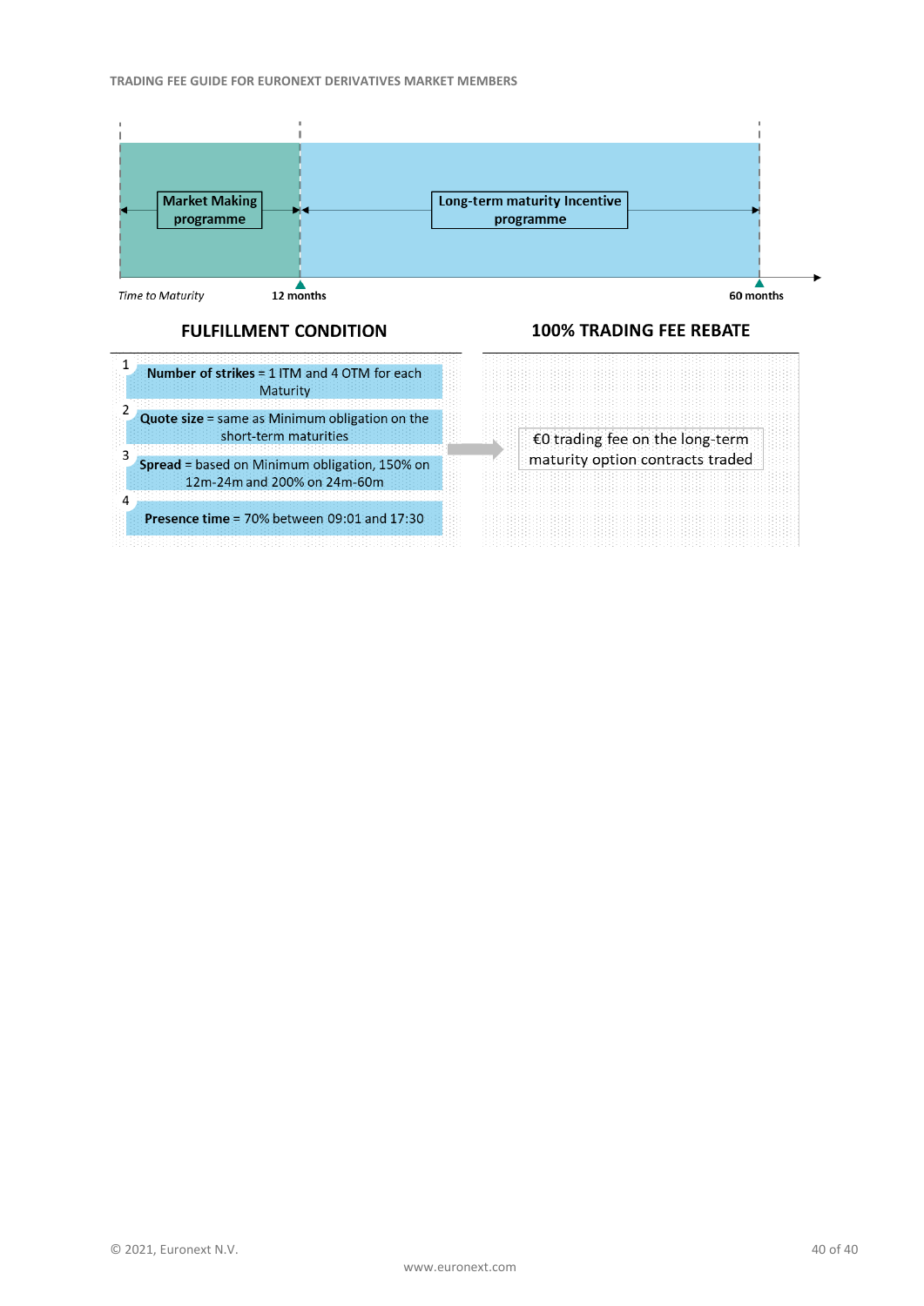Market Making programme

Long-term maturity Incentive programme

*Time to Maturity*

**12 months**

**60 months**

## FULFILLMENT CONDITION

1. **Number of strikes** = 1 ITM and 4 OTM for each Maturity
2. **Quote size** = same as Minimum obligation on the short-term maturities
3. **Spread** = based on Minimum obligation, 150% on 12m-24m and 200% on 24m-60m
4. **Presence time** = 70% between 09:01 and 17:30

## 100% TRADING FEE REBATE

€0 trading fee on the long-term maturity option contracts traded

© 2021, Euronext N.V.

www.euronext.com